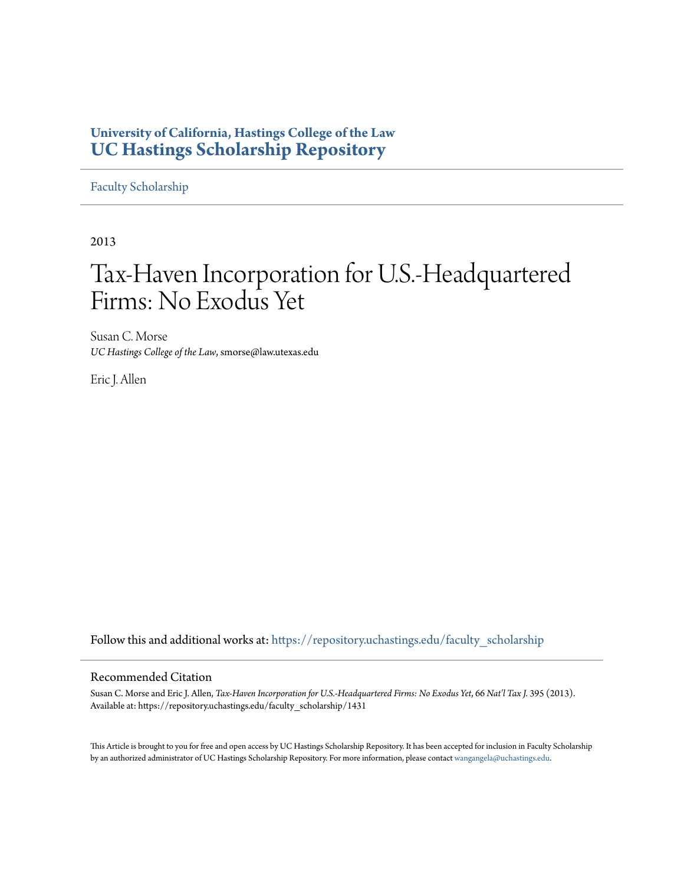**University of California, Hastings College of the Law**
# UC Hastings Scholarship Repository

Faculty Scholarship

2013

# Tax-Haven Incorporation for U.S.-Headquartered Firms: No Exodus Yet

Susan C. Morse
*UC Hastings College of the Law*, smorse@law.utexas.edu

Eric J. Allen

Follow this and additional works at: https://repository.uchastings.edu/faculty_scholarship

## Recommended Citation

Susan C. Morse and Eric J. Allen, *Tax-Haven Incorporation for U.S.-Headquartered Firms: No Exodus Yet*, 66 *Nat'l Tax J.* 395 (2013).
Available at: https://repository.uchastings.edu/faculty_scholarship/1431

This Article is brought to you for free and open access by UC Hastings Scholarship Repository. It has been accepted for inclusion in Faculty Scholarship by an authorized administrator of UC Hastings Scholarship Repository. For more information, please contact wangangela@uchastings.edu.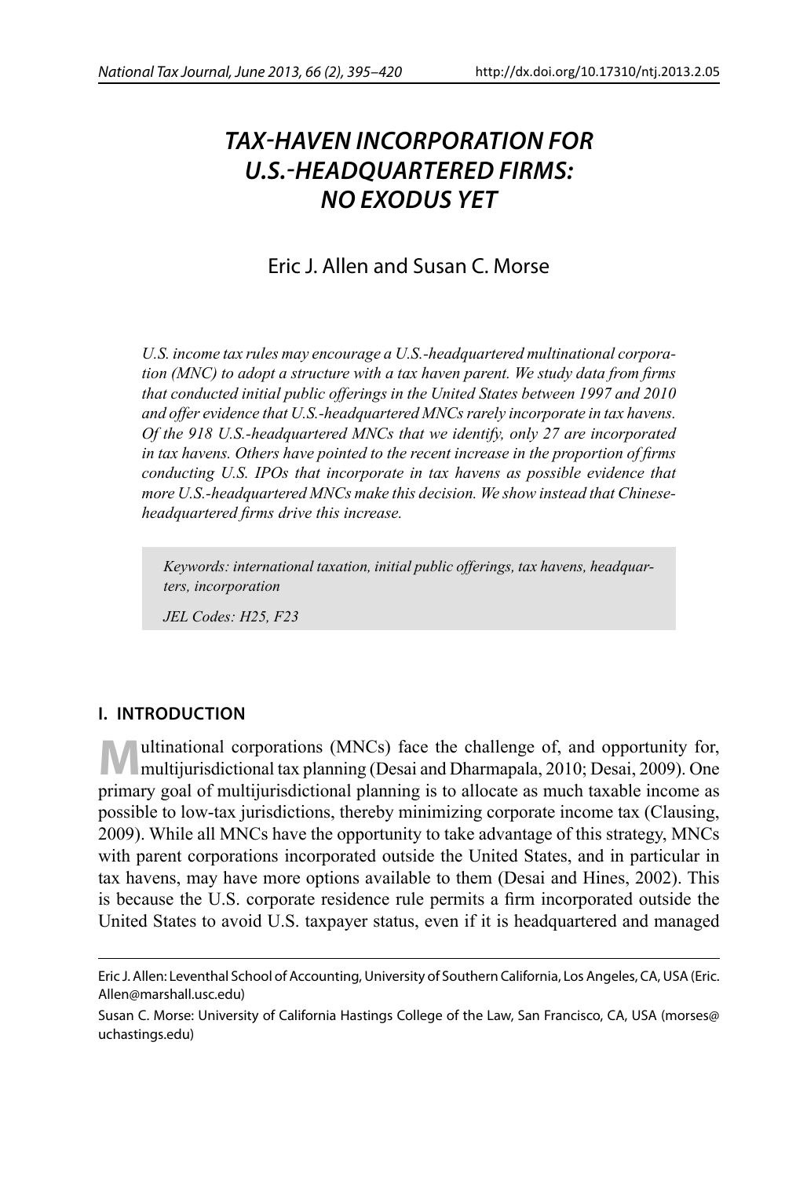# TAX-HAVEN INCORPORATION FOR U.S.-HEADQUARTERED FIRMS: NO EXODUS YET

Eric J. Allen and Susan C. Morse

*U.S. income tax rules may encourage a U.S.-headquartered multinational corporation (MNC) to adopt a structure with a tax haven parent. We study data from firms that conducted initial public offerings in the United States between 1997 and 2010 and offer evidence that U.S.-headquartered MNCs rarely incorporate in tax havens. Of the 918 U.S.-headquartered MNCs that we identify, only 27 are incorporated in tax havens. Others have pointed to the recent increase in the proportion of firms conducting U.S. IPOs that incorporate in tax havens as possible evidence that more U.S.-headquartered MNCs make this decision. We show instead that Chinese-headquartered firms drive this increase.*

*Keywords: international taxation, initial public offerings, tax havens, headquarters, incorporation*

*JEL Codes: H25, F23*

## I. INTRODUCTION

Multinational corporations (MNCs) face the challenge of, and opportunity for, multijurisdictional tax planning (Desai and Dharmapala, 2010; Desai, 2009). One primary goal of multijurisdictional planning is to allocate as much taxable income as possible to low-tax jurisdictions, thereby minimizing corporate income tax (Clausing, 2009). While all MNCs have the opportunity to take advantage of this strategy, MNCs with parent corporations incorporated outside the United States, and in particular in tax havens, may have more options available to them (Desai and Hines, 2002). This is because the U.S. corporate residence rule permits a firm incorporated outside the United States to avoid U.S. taxpayer status, even if it is headquartered and managed

Eric J. Allen: Leventhal School of Accounting, University of Southern California, Los Angeles, CA, USA (Eric.Allen@marshall.usc.edu)

Susan C. Morse: University of California Hastings College of the Law, San Francisco, CA, USA (morses@uchastings.edu)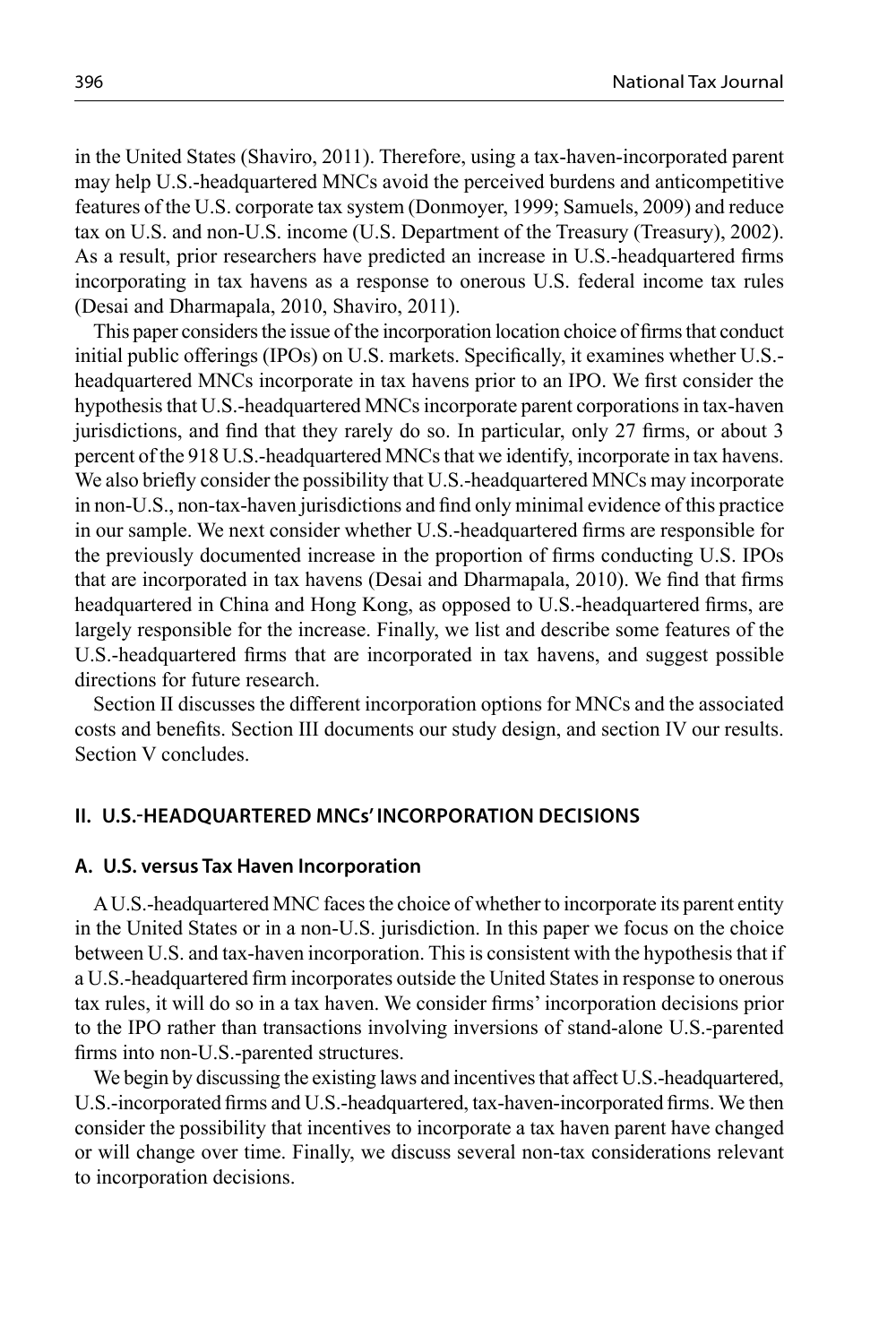in the United States (Shaviro, 2011). Therefore, using a tax-haven-incorporated parent may help U.S.-headquartered MNCs avoid the perceived burdens and anticompetitive features of the U.S. corporate tax system (Donmoyer, 1999; Samuels, 2009) and reduce tax on U.S. and non-U.S. income (U.S. Department of the Treasury (Treasury), 2002). As a result, prior researchers have predicted an increase in U.S.-headquartered firms incorporating in tax havens as a response to onerous U.S. federal income tax rules (Desai and Dharmapala, 2010, Shaviro, 2011).

This paper considers the issue of the incorporation location choice of firms that conduct initial public offerings (IPOs) on U.S. markets. Specifically, it examines whether U.S.-headquartered MNCs incorporate in tax havens prior to an IPO. We first consider the hypothesis that U.S.-headquartered MNCs incorporate parent corporations in tax-haven jurisdictions, and find that they rarely do so. In particular, only 27 firms, or about 3 percent of the 918 U.S.-headquartered MNCs that we identify, incorporate in tax havens. We also briefly consider the possibility that U.S.-headquartered MNCs may incorporate in non-U.S., non-tax-haven jurisdictions and find only minimal evidence of this practice in our sample. We next consider whether U.S.-headquartered firms are responsible for the previously documented increase in the proportion of firms conducting U.S. IPOs that are incorporated in tax havens (Desai and Dharmapala, 2010). We find that firms headquartered in China and Hong Kong, as opposed to U.S.-headquartered firms, are largely responsible for the increase. Finally, we list and describe some features of the U.S.-headquartered firms that are incorporated in tax havens, and suggest possible directions for future research.

Section II discusses the different incorporation options for MNCs and the associated costs and benefits. Section III documents our study design, and section IV our results. Section V concludes.

## II. U.S.-HEADQUARTERED MNCs' INCORPORATION DECISIONS

### A. U.S. versus Tax Haven Incorporation

A U.S.-headquartered MNC faces the choice of whether to incorporate its parent entity in the United States or in a non-U.S. jurisdiction. In this paper we focus on the choice between U.S. and tax-haven incorporation. This is consistent with the hypothesis that if a U.S.-headquartered firm incorporates outside the United States in response to onerous tax rules, it will do so in a tax haven. We consider firms' incorporation decisions prior to the IPO rather than transactions involving inversions of stand-alone U.S.-parented firms into non-U.S.-parented structures.

We begin by discussing the existing laws and incentives that affect U.S.-headquartered, U.S.-incorporated firms and U.S.-headquartered, tax-haven-incorporated firms. We then consider the possibility that incentives to incorporate a tax haven parent have changed or will change over time. Finally, we discuss several non-tax considerations relevant to incorporation decisions.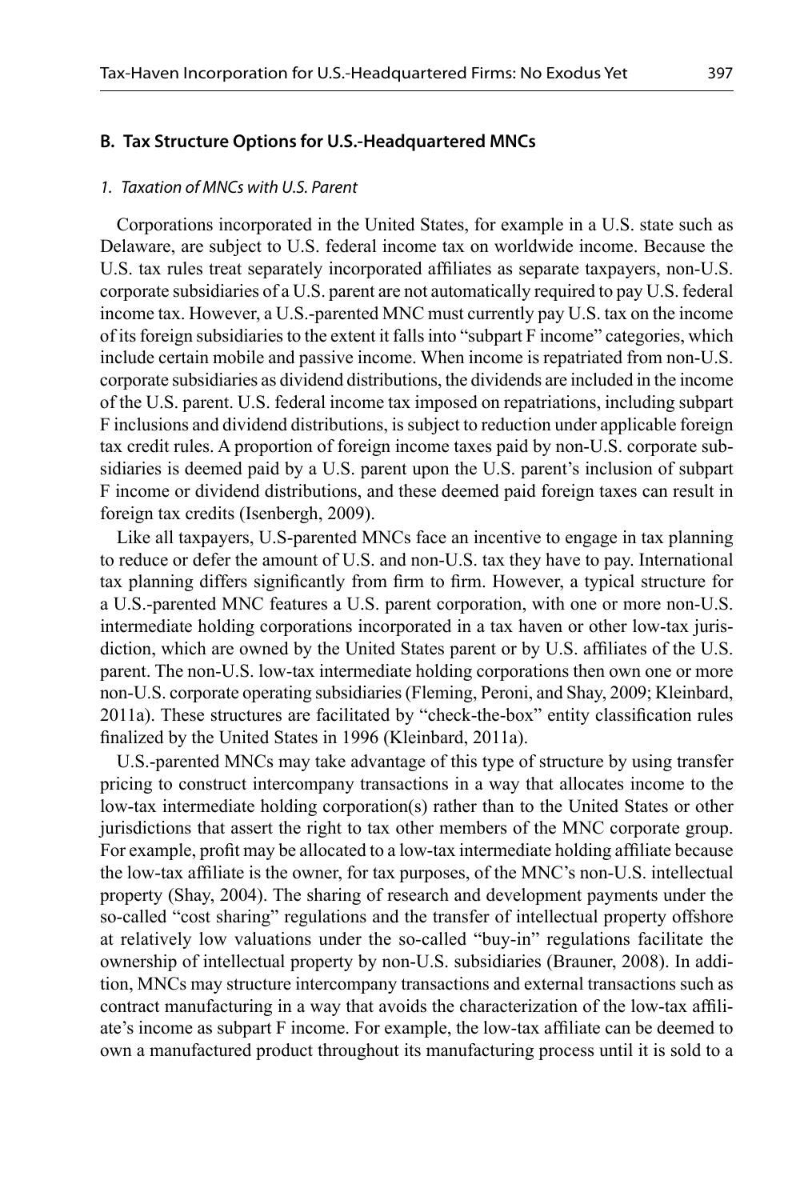### B. Tax Structure Options for U.S.-Headquartered MNCs

#### *1. Taxation of MNCs with U.S. Parent*

Corporations incorporated in the United States, for example in a U.S. state such as Delaware, are subject to U.S. federal income tax on worldwide income. Because the U.S. tax rules treat separately incorporated affiliates as separate taxpayers, non-U.S. corporate subsidiaries of a U.S. parent are not automatically required to pay U.S. federal income tax. However, a U.S.-parented MNC must currently pay U.S. tax on the income of its foreign subsidiaries to the extent it falls into "subpart F income" categories, which include certain mobile and passive income. When income is repatriated from non-U.S. corporate subsidiaries as dividend distributions, the dividends are included in the income of the U.S. parent. U.S. federal income tax imposed on repatriations, including subpart F inclusions and dividend distributions, is subject to reduction under applicable foreign tax credit rules. A proportion of foreign income taxes paid by non-U.S. corporate subsidiaries is deemed paid by a U.S. parent upon the U.S. parent's inclusion of subpart F income or dividend distributions, and these deemed paid foreign taxes can result in foreign tax credits (Isenbergh, 2009).

Like all taxpayers, U.S-parented MNCs face an incentive to engage in tax planning to reduce or defer the amount of U.S. and non-U.S. tax they have to pay. International tax planning differs significantly from firm to firm. However, a typical structure for a U.S.-parented MNC features a U.S. parent corporation, with one or more non-U.S. intermediate holding corporations incorporated in a tax haven or other low-tax jurisdiction, which are owned by the United States parent or by U.S. affiliates of the U.S. parent. The non-U.S. low-tax intermediate holding corporations then own one or more non-U.S. corporate operating subsidiaries (Fleming, Peroni, and Shay, 2009; Kleinbard, 2011a). These structures are facilitated by "check-the-box" entity classification rules finalized by the United States in 1996 (Kleinbard, 2011a).

U.S.-parented MNCs may take advantage of this type of structure by using transfer pricing to construct intercompany transactions in a way that allocates income to the low-tax intermediate holding corporation(s) rather than to the United States or other jurisdictions that assert the right to tax other members of the MNC corporate group. For example, profit may be allocated to a low-tax intermediate holding affiliate because the low-tax affiliate is the owner, for tax purposes, of the MNC's non-U.S. intellectual property (Shay, 2004). The sharing of research and development payments under the so-called "cost sharing" regulations and the transfer of intellectual property offshore at relatively low valuations under the so-called "buy-in" regulations facilitate the ownership of intellectual property by non-U.S. subsidiaries (Brauner, 2008). In addition, MNCs may structure intercompany transactions and external transactions such as contract manufacturing in a way that avoids the characterization of the low-tax affiliate's income as subpart F income. For example, the low-tax affiliate can be deemed to own a manufactured product throughout its manufacturing process until it is sold to a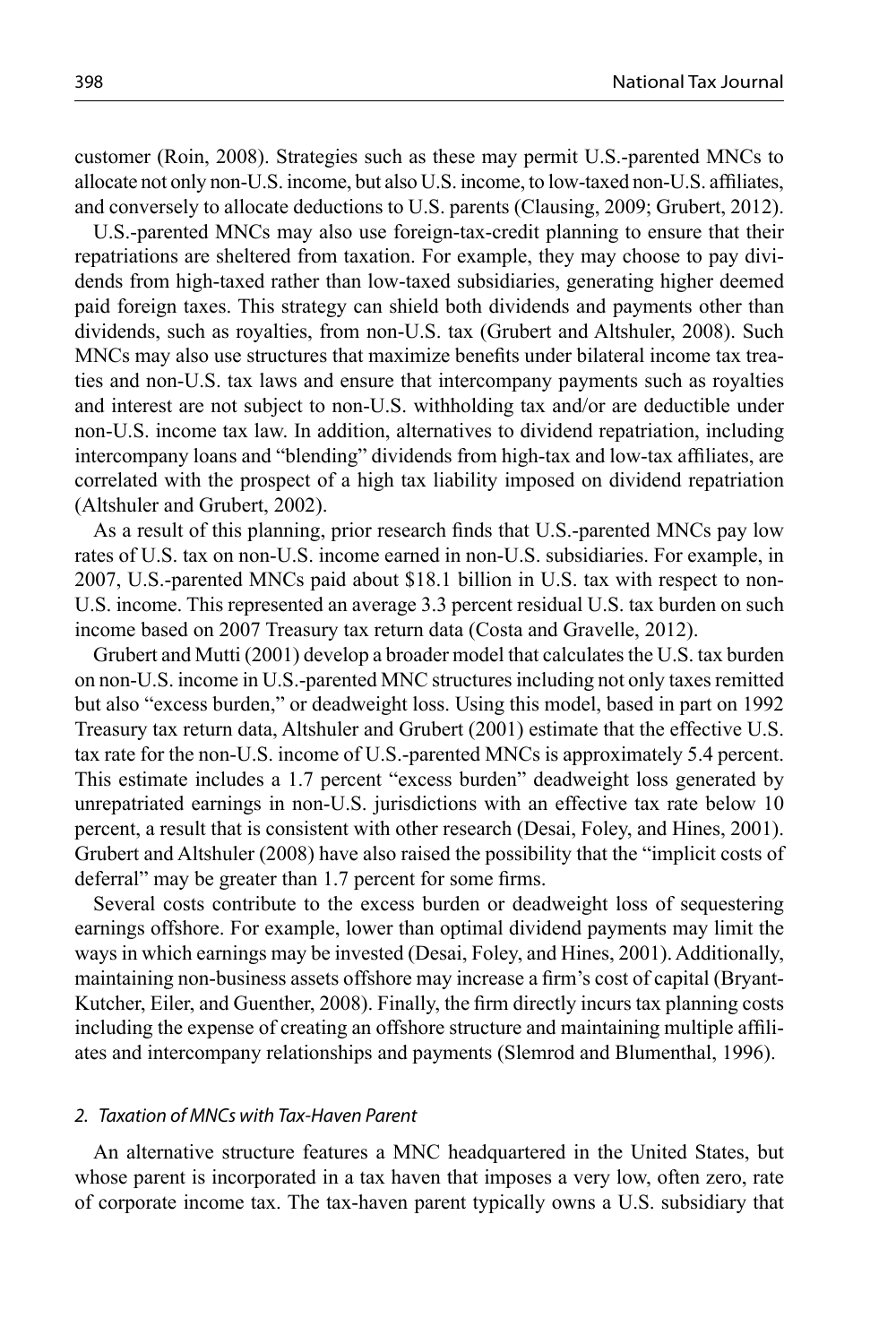customer (Roin, 2008). Strategies such as these may permit U.S.-parented MNCs to allocate not only non-U.S. income, but also U.S. income, to low-taxed non-U.S. affiliates, and conversely to allocate deductions to U.S. parents (Clausing, 2009; Grubert, 2012).

U.S.-parented MNCs may also use foreign-tax-credit planning to ensure that their repatriations are sheltered from taxation. For example, they may choose to pay dividends from high-taxed rather than low-taxed subsidiaries, generating higher deemed paid foreign taxes. This strategy can shield both dividends and payments other than dividends, such as royalties, from non-U.S. tax (Grubert and Altshuler, 2008). Such MNCs may also use structures that maximize benefits under bilateral income tax treaties and non-U.S. tax laws and ensure that intercompany payments such as royalties and interest are not subject to non-U.S. withholding tax and/or are deductible under non-U.S. income tax law. In addition, alternatives to dividend repatriation, including intercompany loans and "blending" dividends from high-tax and low-tax affiliates, are correlated with the prospect of a high tax liability imposed on dividend repatriation (Altshuler and Grubert, 2002).

As a result of this planning, prior research finds that U.S.-parented MNCs pay low rates of U.S. tax on non-U.S. income earned in non-U.S. subsidiaries. For example, in 2007, U.S.-parented MNCs paid about $18.1 billion in U.S. tax with respect to non-U.S. income. This represented an average 3.3 percent residual U.S. tax burden on such income based on 2007 Treasury tax return data (Costa and Gravelle, 2012).

Grubert and Mutti (2001) develop a broader model that calculates the U.S. tax burden on non-U.S. income in U.S.-parented MNC structures including not only taxes remitted but also "excess burden," or deadweight loss. Using this model, based in part on 1992 Treasury tax return data, Altshuler and Grubert (2001) estimate that the effective U.S. tax rate for the non-U.S. income of U.S.-parented MNCs is approximately 5.4 percent. This estimate includes a 1.7 percent "excess burden" deadweight loss generated by unrepatriated earnings in non-U.S. jurisdictions with an effective tax rate below 10 percent, a result that is consistent with other research (Desai, Foley, and Hines, 2001). Grubert and Altshuler (2008) have also raised the possibility that the "implicit costs of deferral" may be greater than 1.7 percent for some firms.

Several costs contribute to the excess burden or deadweight loss of sequestering earnings offshore. For example, lower than optimal dividend payments may limit the ways in which earnings may be invested (Desai, Foley, and Hines, 2001). Additionally, maintaining non-business assets offshore may increase a firm's cost of capital (Bryant-Kutcher, Eiler, and Guenther, 2008). Finally, the firm directly incurs tax planning costs including the expense of creating an offshore structure and maintaining multiple affiliates and intercompany relationships and payments (Slemrod and Blumenthal, 1996).

### *2. Taxation of MNCs with Tax-Haven Parent*

An alternative structure features a MNC headquartered in the United States, but whose parent is incorporated in a tax haven that imposes a very low, often zero, rate of corporate income tax. The tax-haven parent typically owns a U.S. subsidiary that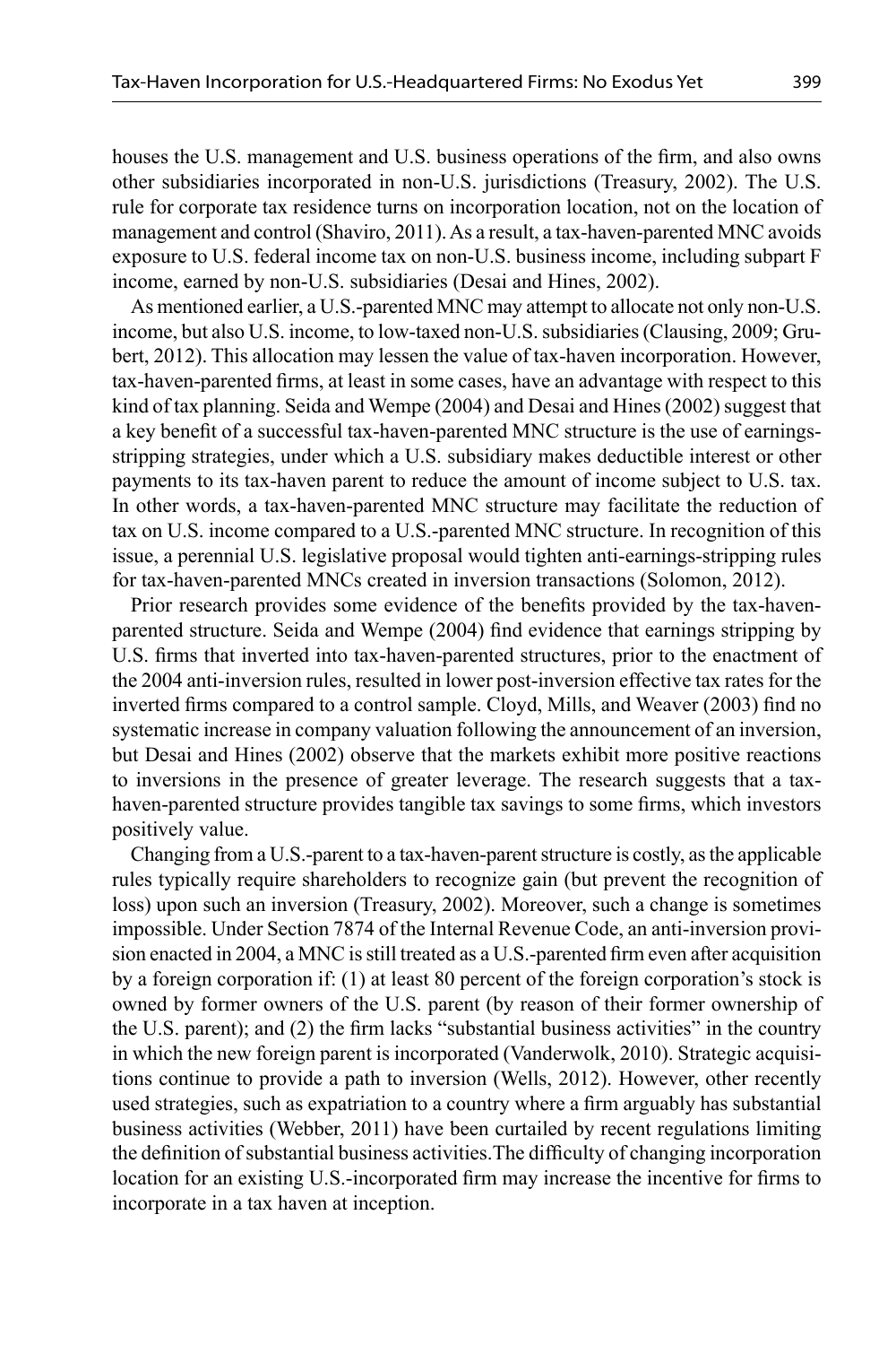houses the U.S. management and U.S. business operations of the firm, and also owns other subsidiaries incorporated in non-U.S. jurisdictions (Treasury, 2002). The U.S. rule for corporate tax residence turns on incorporation location, not on the location of management and control (Shaviro, 2011). As a result, a tax-haven-parented MNC avoids exposure to U.S. federal income tax on non-U.S. business income, including subpart F income, earned by non-U.S. subsidiaries (Desai and Hines, 2002).

As mentioned earlier, a U.S.-parented MNC may attempt to allocate not only non-U.S. income, but also U.S. income, to low-taxed non-U.S. subsidiaries (Clausing, 2009; Grubert, 2012). This allocation may lessen the value of tax-haven incorporation. However, tax-haven-parented firms, at least in some cases, have an advantage with respect to this kind of tax planning. Seida and Wempe (2004) and Desai and Hines (2002) suggest that a key benefit of a successful tax-haven-parented MNC structure is the use of earnings-stripping strategies, under which a U.S. subsidiary makes deductible interest or other payments to its tax-haven parent to reduce the amount of income subject to U.S. tax. In other words, a tax-haven-parented MNC structure may facilitate the reduction of tax on U.S. income compared to a U.S.-parented MNC structure. In recognition of this issue, a perennial U.S. legislative proposal would tighten anti-earnings-stripping rules for tax-haven-parented MNCs created in inversion transactions (Solomon, 2012).

Prior research provides some evidence of the benefits provided by the tax-haven-parented structure. Seida and Wempe (2004) find evidence that earnings stripping by U.S. firms that inverted into tax-haven-parented structures, prior to the enactment of the 2004 anti-inversion rules, resulted in lower post-inversion effective tax rates for the inverted firms compared to a control sample. Cloyd, Mills, and Weaver (2003) find no systematic increase in company valuation following the announcement of an inversion, but Desai and Hines (2002) observe that the markets exhibit more positive reactions to inversions in the presence of greater leverage. The research suggests that a tax-haven-parented structure provides tangible tax savings to some firms, which investors positively value.

Changing from a U.S.-parent to a tax-haven-parent structure is costly, as the applicable rules typically require shareholders to recognize gain (but prevent the recognition of loss) upon such an inversion (Treasury, 2002). Moreover, such a change is sometimes impossible. Under Section 7874 of the Internal Revenue Code, an anti-inversion provision enacted in 2004, a MNC is still treated as a U.S.-parented firm even after acquisition by a foreign corporation if: (1) at least 80 percent of the foreign corporation's stock is owned by former owners of the U.S. parent (by reason of their former ownership of the U.S. parent); and (2) the firm lacks "substantial business activities" in the country in which the new foreign parent is incorporated (Vanderwolk, 2010). Strategic acquisitions continue to provide a path to inversion (Wells, 2012). However, other recently used strategies, such as expatriation to a country where a firm arguably has substantial business activities (Webber, 2011) have been curtailed by recent regulations limiting the definition of substantial business activities. The difficulty of changing incorporation location for an existing U.S.-incorporated firm may increase the incentive for firms to incorporate in a tax haven at inception.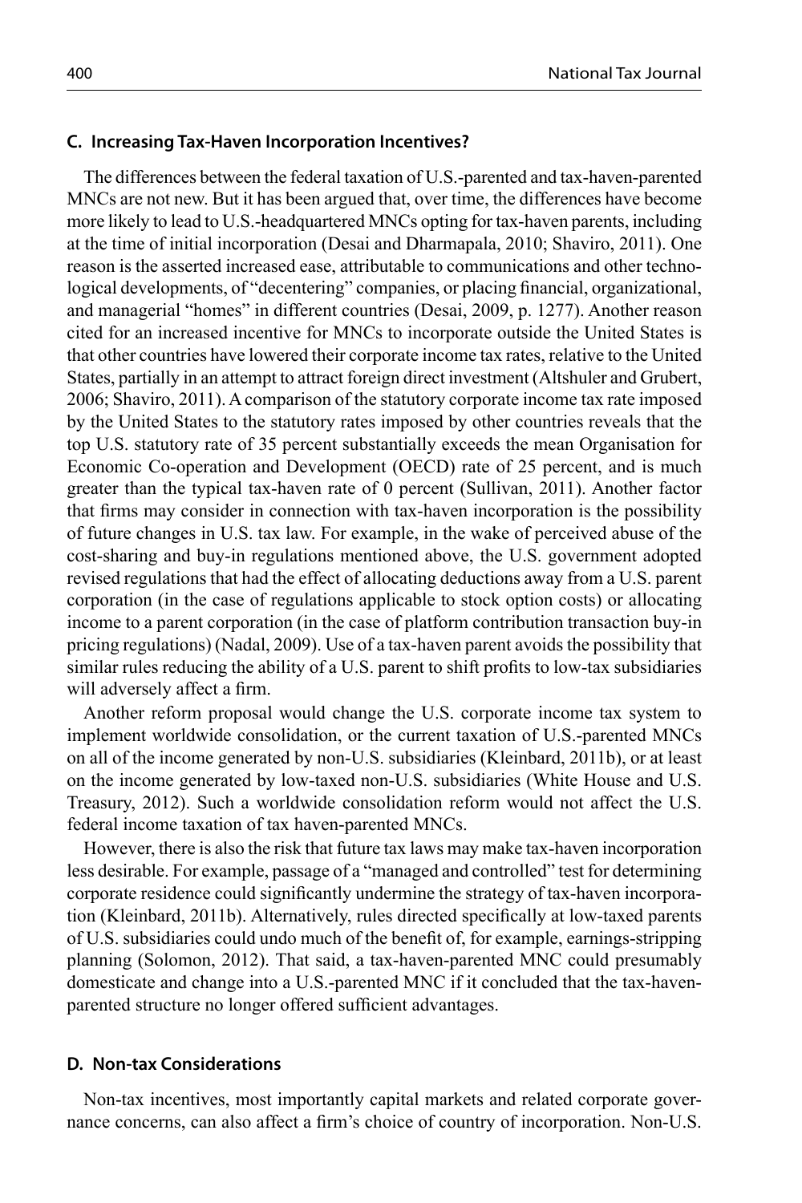### C. Increasing Tax-Haven Incorporation Incentives?

The differences between the federal taxation of U.S.-parented and tax-haven-parented MNCs are not new. But it has been argued that, over time, the differences have become more likely to lead to U.S.-headquartered MNCs opting for tax-haven parents, including at the time of initial incorporation (Desai and Dharmapala, 2010; Shaviro, 2011). One reason is the asserted increased ease, attributable to communications and other technological developments, of "decentering" companies, or placing financial, organizational, and managerial "homes" in different countries (Desai, 2009, p. 1277). Another reason cited for an increased incentive for MNCs to incorporate outside the United States is that other countries have lowered their corporate income tax rates, relative to the United States, partially in an attempt to attract foreign direct investment (Altshuler and Grubert, 2006; Shaviro, 2011). A comparison of the statutory corporate income tax rate imposed by the United States to the statutory rates imposed by other countries reveals that the top U.S. statutory rate of 35 percent substantially exceeds the mean Organisation for Economic Co-operation and Development (OECD) rate of 25 percent, and is much greater than the typical tax-haven rate of 0 percent (Sullivan, 2011). Another factor that firms may consider in connection with tax-haven incorporation is the possibility of future changes in U.S. tax law. For example, in the wake of perceived abuse of the cost-sharing and buy-in regulations mentioned above, the U.S. government adopted revised regulations that had the effect of allocating deductions away from a U.S. parent corporation (in the case of regulations applicable to stock option costs) or allocating income to a parent corporation (in the case of platform contribution transaction buy-in pricing regulations) (Nadal, 2009). Use of a tax-haven parent avoids the possibility that similar rules reducing the ability of a U.S. parent to shift profits to low-tax subsidiaries will adversely affect a firm.

Another reform proposal would change the U.S. corporate income tax system to implement worldwide consolidation, or the current taxation of U.S.-parented MNCs on all of the income generated by non-U.S. subsidiaries (Kleinbard, 2011b), or at least on the income generated by low-taxed non-U.S. subsidiaries (White House and U.S. Treasury, 2012). Such a worldwide consolidation reform would not affect the U.S. federal income taxation of tax haven-parented MNCs.

However, there is also the risk that future tax laws may make tax-haven incorporation less desirable. For example, passage of a "managed and controlled" test for determining corporate residence could significantly undermine the strategy of tax-haven incorporation (Kleinbard, 2011b). Alternatively, rules directed specifically at low-taxed parents of U.S. subsidiaries could undo much of the benefit of, for example, earnings-stripping planning (Solomon, 2012). That said, a tax-haven-parented MNC could presumably domesticate and change into a U.S.-parented MNC if it concluded that the tax-haven-parented structure no longer offered sufficient advantages.

### D. Non-tax Considerations

Non-tax incentives, most importantly capital markets and related corporate governance concerns, can also affect a firm's choice of country of incorporation. Non-U.S.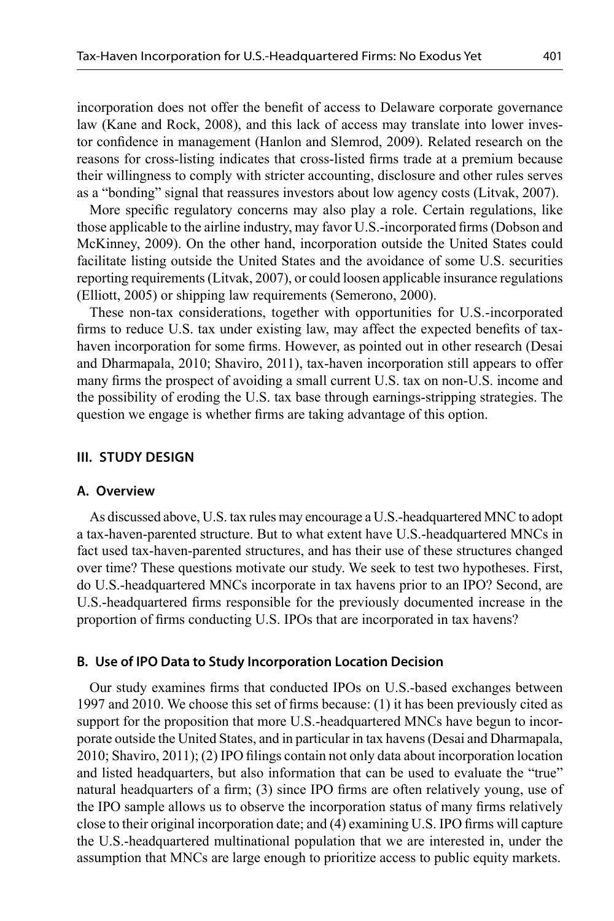incorporation does not offer the benefit of access to Delaware corporate governance law (Kane and Rock, 2008), and this lack of access may translate into lower investor confidence in management (Hanlon and Slemrod, 2009). Related research on the reasons for cross-listing indicates that cross-listed firms trade at a premium because their willingness to comply with stricter accounting, disclosure and other rules serves as a "bonding" signal that reassures investors about low agency costs (Litvak, 2007).

More specific regulatory concerns may also play a role. Certain regulations, like those applicable to the airline industry, may favor U.S.-incorporated firms (Dobson and McKinney, 2009). On the other hand, incorporation outside the United States could facilitate listing outside the United States and the avoidance of some U.S. securities reporting requirements (Litvak, 2007), or could loosen applicable insurance regulations (Elliott, 2005) or shipping law requirements (Semerono, 2000).

These non-tax considerations, together with opportunities for U.S.-incorporated firms to reduce U.S. tax under existing law, may affect the expected benefits of tax-haven incorporation for some firms. However, as pointed out in other research (Desai and Dharmapala, 2010; Shaviro, 2011), tax-haven incorporation still appears to offer many firms the prospect of avoiding a small current U.S. tax on non-U.S. income and the possibility of eroding the U.S. tax base through earnings-stripping strategies. The question we engage is whether firms are taking advantage of this option.

## III. STUDY DESIGN

### A. Overview

As discussed above, U.S. tax rules may encourage a U.S.-headquartered MNC to adopt a tax-haven-parented structure. But to what extent have U.S.-headquartered MNCs in fact used tax-haven-parented structures, and has their use of these structures changed over time? These questions motivate our study. We seek to test two hypotheses. First, do U.S.-headquartered MNCs incorporate in tax havens prior to an IPO? Second, are U.S.-headquartered firms responsible for the previously documented increase in the proportion of firms conducting U.S. IPOs that are incorporated in tax havens?

### B. Use of IPO Data to Study Incorporation Location Decision

Our study examines firms that conducted IPOs on U.S.-based exchanges between 1997 and 2010. We choose this set of firms because: (1) it has been previously cited as support for the proposition that more U.S.-headquartered MNCs have begun to incorporate outside the United States, and in particular in tax havens (Desai and Dharmapala, 2010; Shaviro, 2011); (2) IPO filings contain not only data about incorporation location and listed headquarters, but also information that can be used to evaluate the "true" natural headquarters of a firm; (3) since IPO firms are often relatively young, use of the IPO sample allows us to observe the incorporation status of many firms relatively close to their original incorporation date; and (4) examining U.S. IPO firms will capture the U.S.-headquartered multinational population that we are interested in, under the assumption that MNCs are large enough to prioritize access to public equity markets.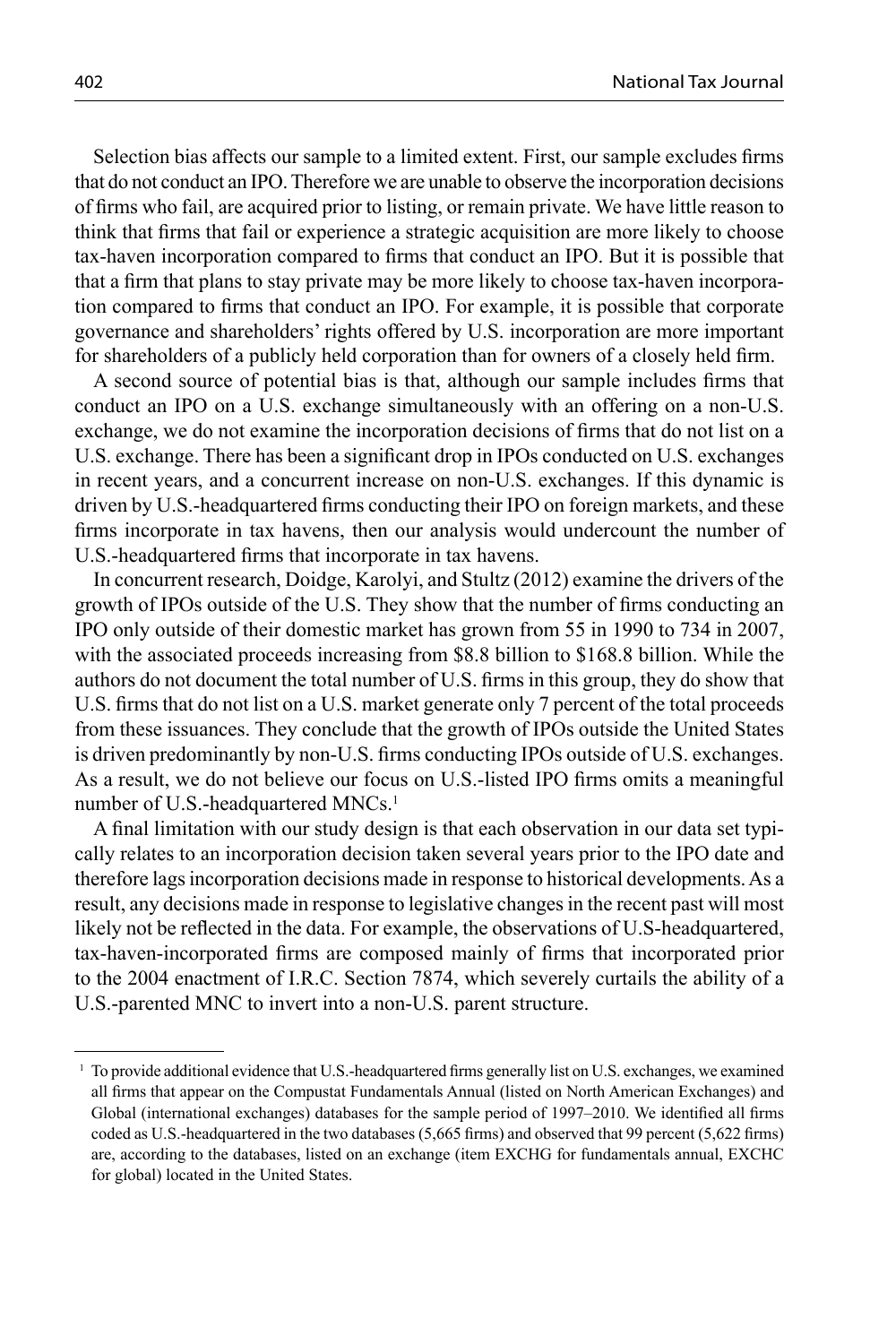Selection bias affects our sample to a limited extent. First, our sample excludes firms that do not conduct an IPO. Therefore we are unable to observe the incorporation decisions of firms who fail, are acquired prior to listing, or remain private. We have little reason to think that firms that fail or experience a strategic acquisition are more likely to choose tax-haven incorporation compared to firms that conduct an IPO. But it is possible that that a firm that plans to stay private may be more likely to choose tax-haven incorporation compared to firms that conduct an IPO. For example, it is possible that corporate governance and shareholders' rights offered by U.S. incorporation are more important for shareholders of a publicly held corporation than for owners of a closely held firm.

A second source of potential bias is that, although our sample includes firms that conduct an IPO on a U.S. exchange simultaneously with an offering on a non-U.S. exchange, we do not examine the incorporation decisions of firms that do not list on a U.S. exchange. There has been a significant drop in IPOs conducted on U.S. exchanges in recent years, and a concurrent increase on non-U.S. exchanges. If this dynamic is driven by U.S.-headquartered firms conducting their IPO on foreign markets, and these firms incorporate in tax havens, then our analysis would undercount the number of U.S.-headquartered firms that incorporate in tax havens.

In concurrent research, Doidge, Karolyi, and Stultz (2012) examine the drivers of the growth of IPOs outside of the U.S. They show that the number of firms conducting an IPO only outside of their domestic market has grown from 55 in 1990 to 734 in 2007, with the associated proceeds increasing from \$8.8 billion to \$168.8 billion. While the authors do not document the total number of U.S. firms in this group, they do show that U.S. firms that do not list on a U.S. market generate only 7 percent of the total proceeds from these issuances. They conclude that the growth of IPOs outside the United States is driven predominantly by non-U.S. firms conducting IPOs outside of U.S. exchanges. As a result, we do not believe our focus on U.S.-listed IPO firms omits a meaningful number of U.S.-headquartered MNCs.[1]

A final limitation with our study design is that each observation in our data set typically relates to an incorporation decision taken several years prior to the IPO date and therefore lags incorporation decisions made in response to historical developments. As a result, any decisions made in response to legislative changes in the recent past will most likely not be reflected in the data. For example, the observations of U.S-headquartered, tax-haven-incorporated firms are composed mainly of firms that incorporated prior to the 2004 enactment of I.R.C. Section 7874, which severely curtails the ability of a U.S.-parented MNC to invert into a non-U.S. parent structure.

[1] To provide additional evidence that U.S.-headquartered firms generally list on U.S. exchanges, we examined all firms that appear on the Compustat Fundamentals Annual (listed on North American Exchanges) and Global (international exchanges) databases for the sample period of 1997–2010. We identified all firms coded as U.S.-headquartered in the two databases (5,665 firms) and observed that 99 percent (5,622 firms) are, according to the databases, listed on an exchange (item EXCHG for fundamentals annual, EXCHC for global) located in the United States.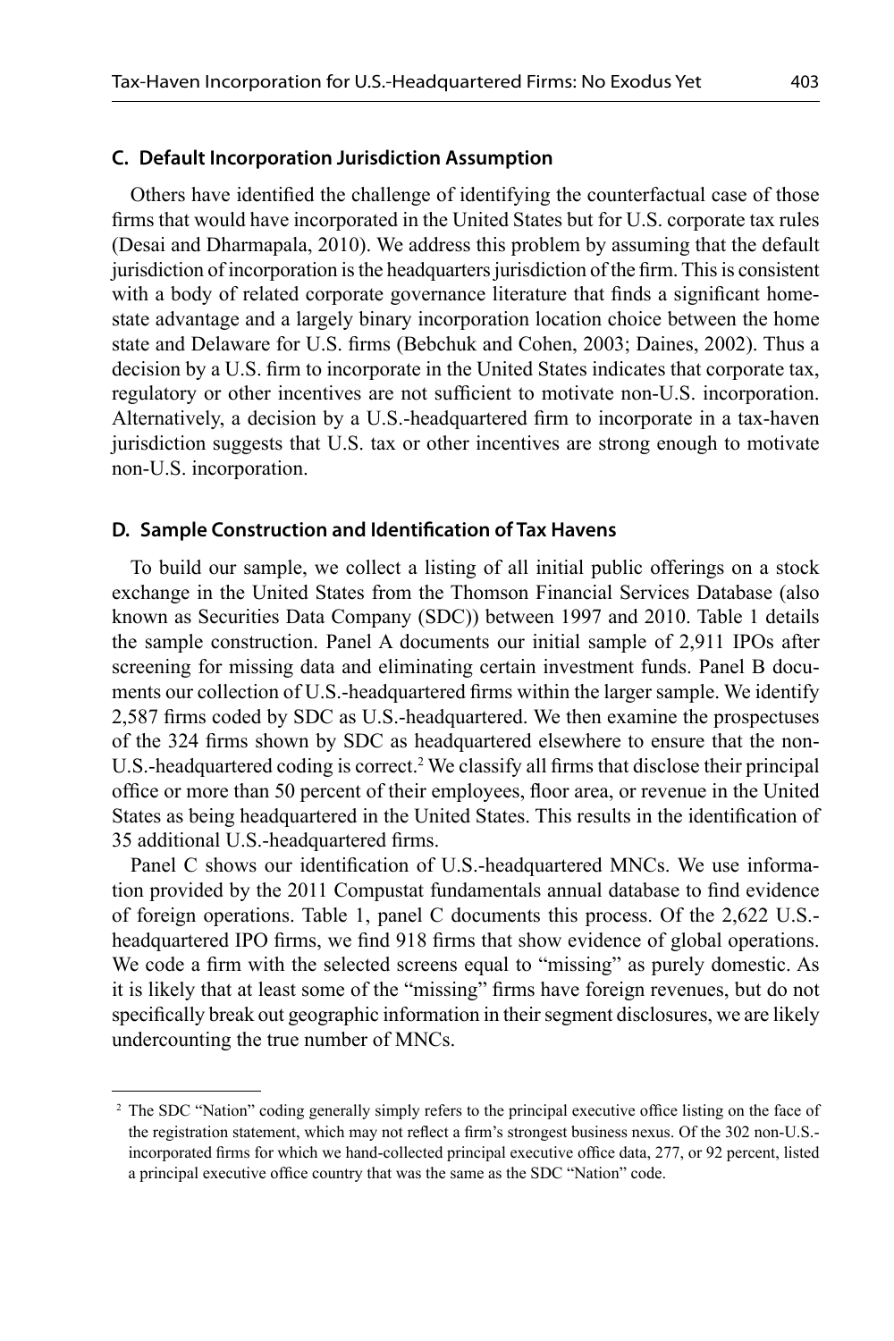### C. Default Incorporation Jurisdiction Assumption

Others have identified the challenge of identifying the counterfactual case of those firms that would have incorporated in the United States but for U.S. corporate tax rules (Desai and Dharmapala, 2010). We address this problem by assuming that the default jurisdiction of incorporation is the headquarters jurisdiction of the firm. This is consistent with a body of related corporate governance literature that finds a significant home-state advantage and a largely binary incorporation location choice between the home state and Delaware for U.S. firms (Bebchuk and Cohen, 2003; Daines, 2002). Thus a decision by a U.S. firm to incorporate in the United States indicates that corporate tax, regulatory or other incentives are not sufficient to motivate non-U.S. incorporation. Alternatively, a decision by a U.S.-headquartered firm to incorporate in a tax-haven jurisdiction suggests that U.S. tax or other incentives are strong enough to motivate non-U.S. incorporation.

### D. Sample Construction and Identification of Tax Havens

To build our sample, we collect a listing of all initial public offerings on a stock exchange in the United States from the Thomson Financial Services Database (also known as Securities Data Company (SDC)) between 1997 and 2010. Table 1 details the sample construction. Panel A documents our initial sample of 2,911 IPOs after screening for missing data and eliminating certain investment funds. Panel B documents our collection of U.S.-headquartered firms within the larger sample. We identify 2,587 firms coded by SDC as U.S.-headquartered. We then examine the prospectuses of the 324 firms shown by SDC as headquartered elsewhere to ensure that the non-U.S.-headquartered coding is correct.[2] We classify all firms that disclose their principal office or more than 50 percent of their employees, floor area, or revenue in the United States as being headquartered in the United States. This results in the identification of 35 additional U.S.-headquartered firms.

Panel C shows our identification of U.S.-headquartered MNCs. We use information provided by the 2011 Compustat fundamentals annual database to find evidence of foreign operations. Table 1, panel C documents this process. Of the 2,622 U.S.-headquartered IPO firms, we find 918 firms that show evidence of global operations. We code a firm with the selected screens equal to "missing" as purely domestic. As it is likely that at least some of the "missing" firms have foreign revenues, but do not specifically break out geographic information in their segment disclosures, we are likely undercounting the true number of MNCs.

[2] The SDC "Nation" coding generally simply refers to the principal executive office listing on the face of the registration statement, which may not reflect a firm's strongest business nexus. Of the 302 non-U.S.-incorporated firms for which we hand-collected principal executive office data, 277, or 92 percent, listed a principal executive office country that was the same as the SDC "Nation" code.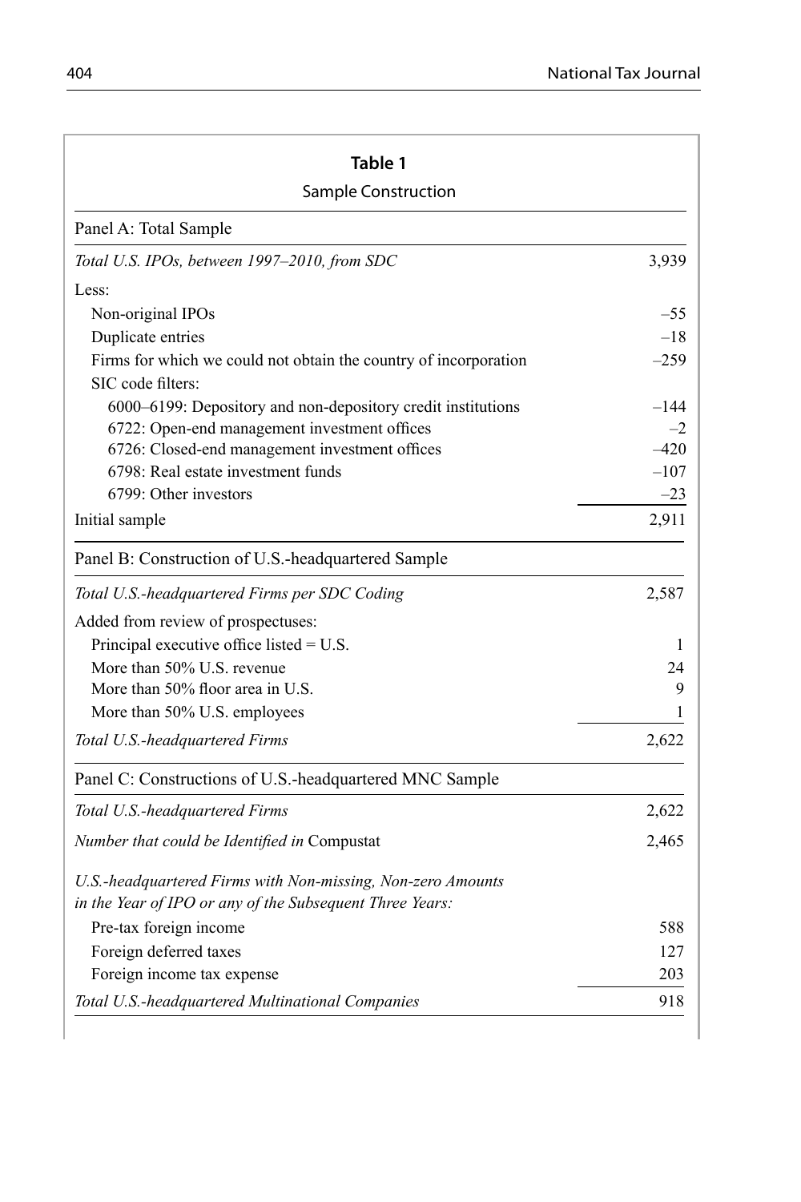**Table 1**

Sample Construction

| Panel A: Total Sample | |
|---|---|
| *Total U.S. IPOs, between 1997–2010, from SDC* | 3,939 |
| Less: | |
| Non-original IPOs | –55 |
| Duplicate entries | –18 |
| Firms for which we could not obtain the country of incorporation | –259 |
| SIC code filters: | |
| 6000–6199: Depository and non-depository credit institutions | –144 |
| 6722: Open-end management investment offices | –2 |
| 6726: Closed-end management investment offices | –420 |
| 6798: Real estate investment funds | –107 |
| 6799: Other investors | –23 |
| Initial sample | 2,911 |
| **Panel B: Construction of U.S.-headquartered Sample** | |
| *Total U.S.-headquartered Firms per SDC Coding* | 2,587 |
| Added from review of prospectuses: | |
| Principal executive office listed = U.S. | 1 |
| More than 50% U.S. revenue | 24 |
| More than 50% floor area in U.S. | 9 |
| More than 50% U.S. employees | 1 |
| *Total U.S.-headquartered Firms* | 2,622 |
| **Panel C: Constructions of U.S.-headquartered MNC Sample** | |
| *Total U.S.-headquartered Firms* | 2,622 |
| *Number that could be Identified in* Compustat | 2,465 |
| *U.S.-headquartered Firms with Non-missing, Non-zero Amounts in the Year of IPO or any of the Subsequent Three Years:* | |
| Pre-tax foreign income | 588 |
| Foreign deferred taxes | 127 |
| Foreign income tax expense | 203 |
| *Total U.S.-headquartered Multinational Companies* | 918 |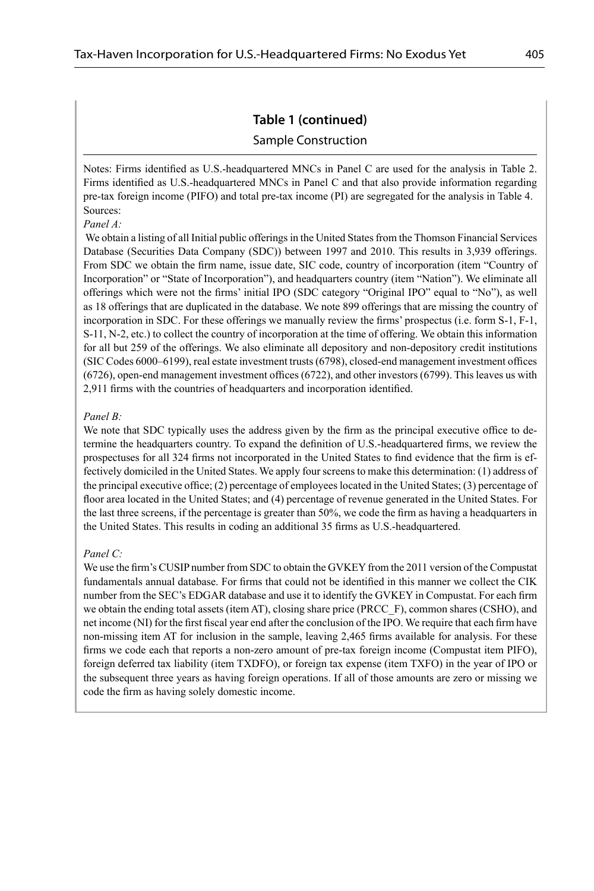## Table 1 (continued)

Sample Construction

Notes: Firms identified as U.S.-headquartered MNCs in Panel C are used for the analysis in Table 2. Firms identified as U.S.-headquartered MNCs in Panel C and that also provide information regarding pre-tax foreign income (PIFO) and total pre-tax income (PI) are segregated for the analysis in Table 4.

Sources:

*Panel A:*

We obtain a listing of all Initial public offerings in the United States from the Thomson Financial Services Database (Securities Data Company (SDC)) between 1997 and 2010. This results in 3,939 offerings. From SDC we obtain the firm name, issue date, SIC code, country of incorporation (item "Country of Incorporation" or "State of Incorporation"), and headquarters country (item "Nation"). We eliminate all offerings which were not the firms' initial IPO (SDC category "Original IPO" equal to "No"), as well as 18 offerings that are duplicated in the database. We note 899 offerings that are missing the country of incorporation in SDC. For these offerings we manually review the firms' prospectus (i.e. form S-1, F-1, S-11, N-2, etc.) to collect the country of incorporation at the time of offering. We obtain this information for all but 259 of the offerings. We also eliminate all depository and non-depository credit institutions (SIC Codes 6000–6199), real estate investment trusts (6798), closed-end management investment offices (6726), open-end management investment offices (6722), and other investors (6799). This leaves us with 2,911 firms with the countries of headquarters and incorporation identified.

*Panel B:*

We note that SDC typically uses the address given by the firm as the principal executive office to determine the headquarters country. To expand the definition of U.S.-headquartered firms, we review the prospectuses for all 324 firms not incorporated in the United States to find evidence that the firm is effectively domiciled in the United States. We apply four screens to make this determination: (1) address of the principal executive office; (2) percentage of employees located in the United States; (3) percentage of floor area located in the United States; and (4) percentage of revenue generated in the United States. For the last three screens, if the percentage is greater than 50%, we code the firm as having a headquarters in the United States. This results in coding an additional 35 firms as U.S.-headquartered.

*Panel C:*

We use the firm's CUSIP number from SDC to obtain the GVKEY from the 2011 version of the Compustat fundamentals annual database. For firms that could not be identified in this manner we collect the CIK number from the SEC's EDGAR database and use it to identify the GVKEY in Compustat. For each firm we obtain the ending total assets (item AT), closing share price (PRCC_F), common shares (CSHO), and net income (NI) for the first fiscal year end after the conclusion of the IPO. We require that each firm have non-missing item AT for inclusion in the sample, leaving 2,465 firms available for analysis. For these firms we code each that reports a non-zero amount of pre-tax foreign income (Compustat item PIFO), foreign deferred tax liability (item TXDFO), or foreign tax expense (item TXFO) in the year of IPO or the subsequent three years as having foreign operations. If all of those amounts are zero or missing we code the firm as having solely domestic income.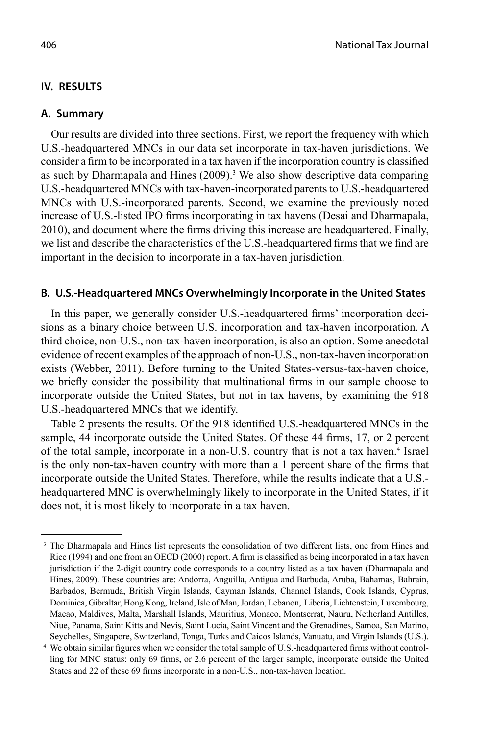## IV. RESULTS

### A. Summary

Our results are divided into three sections. First, we report the frequency with which U.S.-headquartered MNCs in our data set incorporate in tax-haven jurisdictions. We consider a firm to be incorporated in a tax haven if the incorporation country is classified as such by Dharmapala and Hines (2009).[3] We also show descriptive data comparing U.S.-headquartered MNCs with tax-haven-incorporated parents to U.S.-headquartered MNCs with U.S.-incorporated parents. Second, we examine the previously noted increase of U.S.-listed IPO firms incorporating in tax havens (Desai and Dharmapala, 2010), and document where the firms driving this increase are headquartered. Finally, we list and describe the characteristics of the U.S.-headquartered firms that we find are important in the decision to incorporate in a tax-haven jurisdiction.

### B. U.S.-Headquartered MNCs Overwhelmingly Incorporate in the United States

In this paper, we generally consider U.S.-headquartered firms' incorporation decisions as a binary choice between U.S. incorporation and tax-haven incorporation. A third choice, non-U.S., non-tax-haven incorporation, is also an option. Some anecdotal evidence of recent examples of the approach of non-U.S., non-tax-haven incorporation exists (Webber, 2011). Before turning to the United States-versus-tax-haven choice, we briefly consider the possibility that multinational firms in our sample choose to incorporate outside the United States, but not in tax havens, by examining the 918 U.S.-headquartered MNCs that we identify.

Table 2 presents the results. Of the 918 identified U.S.-headquartered MNCs in the sample, 44 incorporate outside the United States. Of these 44 firms, 17, or 2 percent of the total sample, incorporate in a non-U.S. country that is not a tax haven.[4] Israel is the only non-tax-haven country with more than a 1 percent share of the firms that incorporate outside the United States. Therefore, while the results indicate that a U.S.-headquartered MNC is overwhelmingly likely to incorporate in the United States, if it does not, it is most likely to incorporate in a tax haven.

---

[3] The Dharmapala and Hines list represents the consolidation of two different lists, one from Hines and Rice (1994) and one from an OECD (2000) report. A firm is classified as being incorporated in a tax haven jurisdiction if the 2-digit country code corresponds to a country listed as a tax haven (Dharmapala and Hines, 2009). These countries are: Andorra, Anguilla, Antigua and Barbuda, Aruba, Bahamas, Bahrain, Barbados, Bermuda, British Virgin Islands, Cayman Islands, Channel Islands, Cook Islands, Cyprus, Dominica, Gibraltar, Hong Kong, Ireland, Isle of Man, Jordan, Lebanon, Liberia, Lichtenstein, Luxembourg, Macao, Maldives, Malta, Marshall Islands, Mauritius, Monaco, Montserrat, Nauru, Netherland Antilles, Niue, Panama, Saint Kitts and Nevis, Saint Lucia, Saint Vincent and the Grenadines, Samoa, San Marino, Seychelles, Singapore, Switzerland, Tonga, Turks and Caicos Islands, Vanuatu, and Virgin Islands (U.S.).

[4] We obtain similar figures when we consider the total sample of U.S.-headquartered firms without controlling for MNC status: only 69 firms, or 2.6 percent of the larger sample, incorporate outside the United States and 22 of these 69 firms incorporate in a non-U.S., non-tax-haven location.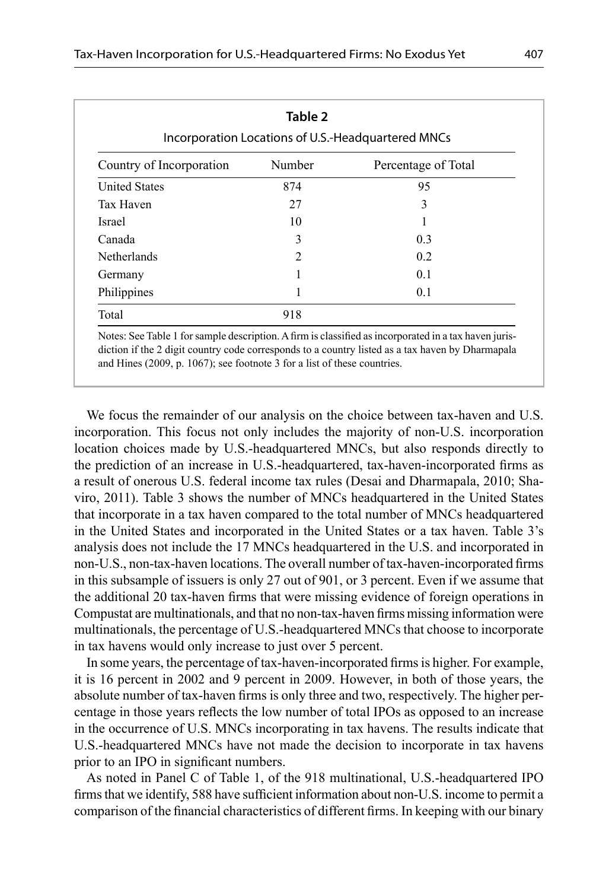**Table 2**

Incorporation Locations of U.S.-Headquartered MNCs

| Country of Incorporation | Number | Percentage of Total |
|---|---|---|
| United States | 874 | 95 |
| Tax Haven | 27 | 3 |
| Israel | 10 | 1 |
| Canada | 3 | 0.3 |
| Netherlands | 2 | 0.2 |
| Germany | 1 | 0.1 |
| Philippines | 1 | 0.1 |
| Total | 918 | |

Notes: See Table 1 for sample description. A firm is classified as incorporated in a tax haven jurisdiction if the 2 digit country code corresponds to a country listed as a tax haven by Dharmapala and Hines (2009, p. 1067); see footnote 3 for a list of these countries.

We focus the remainder of our analysis on the choice between tax-haven and U.S. incorporation. This focus not only includes the majority of non-U.S. incorporation location choices made by U.S.-headquartered MNCs, but also responds directly to the prediction of an increase in U.S.-headquartered, tax-haven-incorporated firms as a result of onerous U.S. federal income tax rules (Desai and Dharmapala, 2010; Shaviro, 2011). Table 3 shows the number of MNCs headquartered in the United States that incorporate in a tax haven compared to the total number of MNCs headquartered in the United States and incorporated in the United States or a tax haven. Table 3's analysis does not include the 17 MNCs headquartered in the U.S. and incorporated in non-U.S., non-tax-haven locations. The overall number of tax-haven-incorporated firms in this subsample of issuers is only 27 out of 901, or 3 percent. Even if we assume that the additional 20 tax-haven firms that were missing evidence of foreign operations in Compustat are multinationals, and that no non-tax-haven firms missing information were multinationals, the percentage of U.S.-headquartered MNCs that choose to incorporate in tax havens would only increase to just over 5 percent.

In some years, the percentage of tax-haven-incorporated firms is higher. For example, it is 16 percent in 2002 and 9 percent in 2009. However, in both of those years, the absolute number of tax-haven firms is only three and two, respectively. The higher percentage in those years reflects the low number of total IPOs as opposed to an increase in the occurrence of U.S. MNCs incorporating in tax havens. The results indicate that U.S.-headquartered MNCs have not made the decision to incorporate in tax havens prior to an IPO in significant numbers.

As noted in Panel C of Table 1, of the 918 multinational, U.S.-headquartered IPO firms that we identify, 588 have sufficient information about non-U.S. income to permit a comparison of the financial characteristics of different firms. In keeping with our binary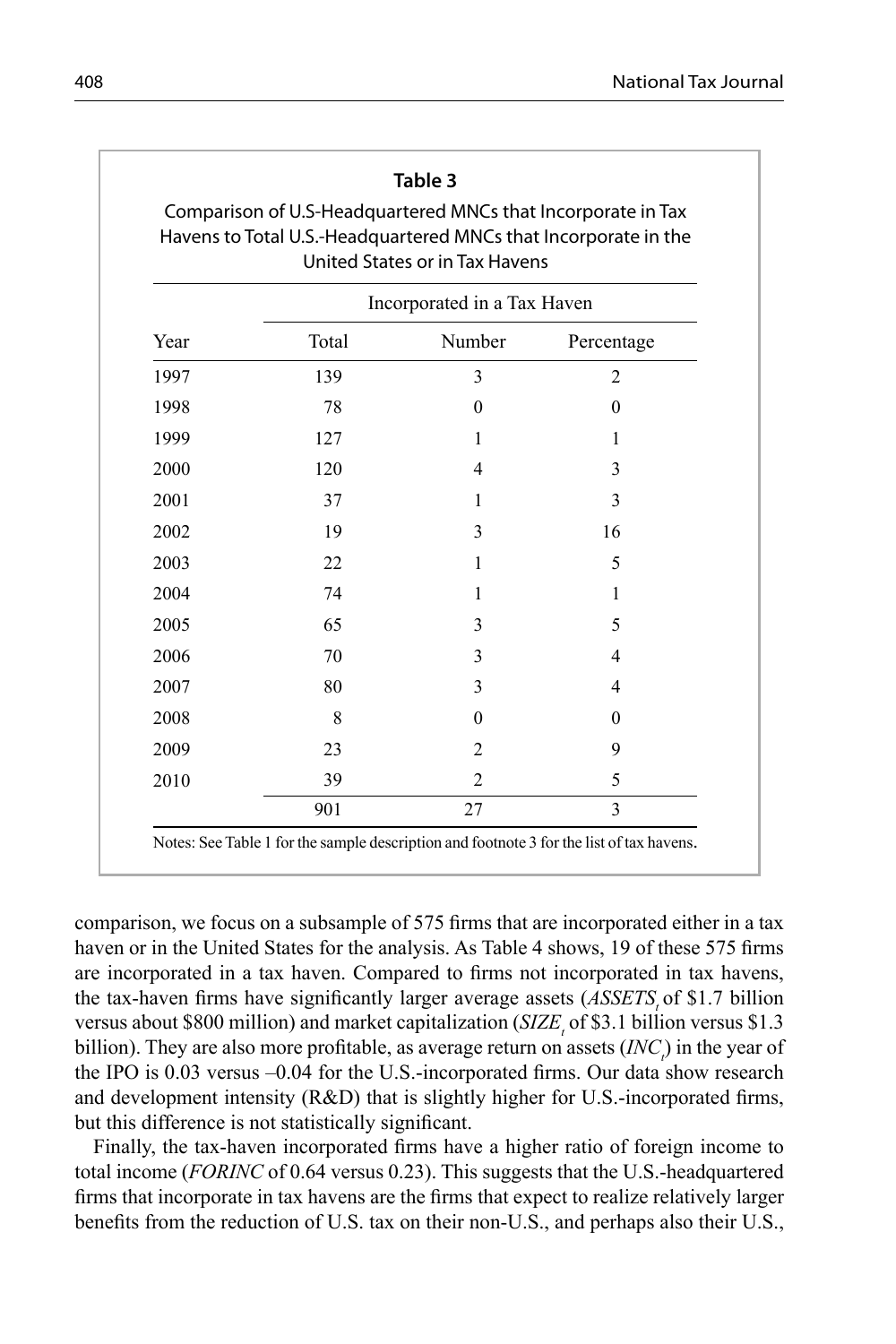**Table 3**

Comparison of U.S-Headquartered MNCs that Incorporate in Tax Havens to Total U.S.-Headquartered MNCs that Incorporate in the United States or in Tax Havens

| | | Incorporated in a Tax Haven | |
|---|---|---|---|
| Year | Total | Number | Percentage |
| 1997 | 139 | 3 | 2 |
| 1998 | 78 | 0 | 0 |
| 1999 | 127 | 1 | 1 |
| 2000 | 120 | 4 | 3 |
| 2001 | 37 | 1 | 3 |
| 2002 | 19 | 3 | 16 |
| 2003 | 22 | 1 | 5 |
| 2004 | 74 | 1 | 1 |
| 2005 | 65 | 3 | 5 |
| 2006 | 70 | 3 | 4 |
| 2007 | 80 | 3 | 4 |
| 2008 | 8 | 0 | 0 |
| 2009 | 23 | 2 | 9 |
| 2010 | 39 | 2 | 5 |
| | 901 | 27 | 3 |

Notes: See Table 1 for the sample description and footnote 3 for the list of tax havens.

comparison, we focus on a subsample of 575 firms that are incorporated either in a tax haven or in the United States for the analysis. As Table 4 shows, 19 of these 575 firms are incorporated in a tax haven. Compared to firms not incorporated in tax havens, the tax-haven firms have significantly larger average assets ($ASSETS_t$ of \$1.7 billion versus about \$800 million) and market capitalization ($SIZE_t$ of \$3.1 billion versus \$1.3 billion). They are also more profitable, as average return on assets ($INC_t$) in the year of the IPO is 0.03 versus –0.04 for the U.S.-incorporated firms. Our data show research and development intensity (R&D) that is slightly higher for U.S.-incorporated firms, but this difference is not statistically significant.

Finally, the tax-haven incorporated firms have a higher ratio of foreign income to total income (*FORINC* of 0.64 versus 0.23). This suggests that the U.S.-headquartered firms that incorporate in tax havens are the firms that expect to realize relatively larger benefits from the reduction of U.S. tax on their non-U.S., and perhaps also their U.S.,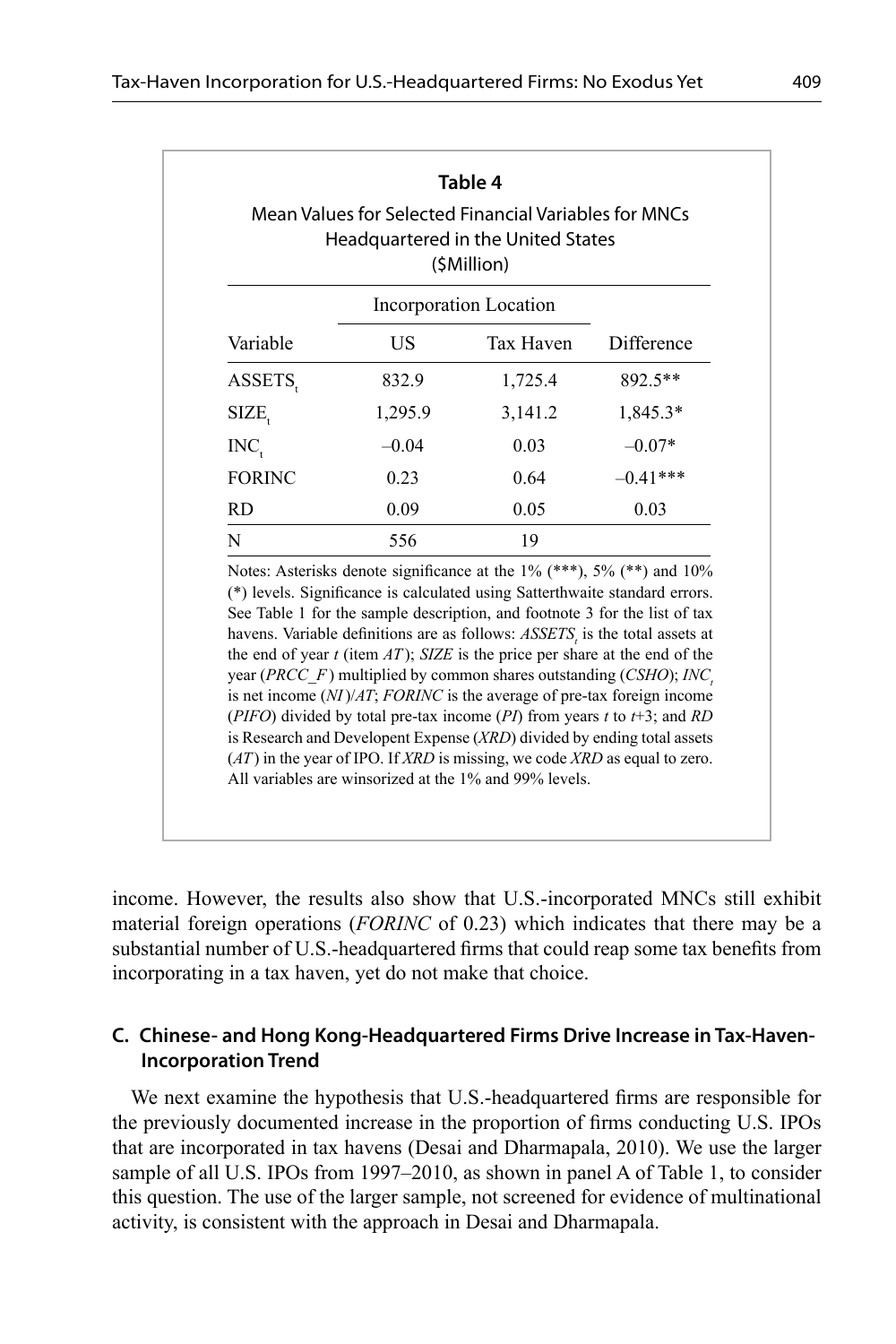**Table 4**

Mean Values for Selected Financial Variables for MNCs Headquartered in the United States ($Million)

| | Incorporation Location | | |
|---|---|---|---|
| Variable | US | Tax Haven | Difference |
| $ASSETS_t$ | 832.9 | 1,725.4 | 892.5** |
| $SIZE_t$ | 1,295.9 | 3,141.2 | 1,845.3* |
| $INC_t$ | –0.04 | 0.03 | –0.07* |
| FORINC | 0.23 | 0.64 | –0.41*** |
| RD | 0.09 | 0.05 | 0.03 |
| N | 556 | 19 | |

Notes: Asterisks denote significance at the 1% (***), 5% (**) and 10% (*) levels. Significance is calculated using Satterthwaite standard errors. See Table 1 for the sample description, and footnote 3 for the list of tax havens. Variable definitions are as follows: $ASSETS_t$ is the total assets at the end of year $t$ (item *AT*); *SIZE* is the price per share at the end of the year (*PRCC_F*) multiplied by common shares outstanding (*CSHO*); $INC_t$ is net income (*NI*)/*AT*; *FORINC* is the average of pre-tax foreign income (*PIFO*) divided by total pre-tax income (*PI*) from years $t$ to $t$+3; and *RD* is Research and Developent Expense (*XRD*) divided by ending total assets (*AT*) in the year of IPO. If *XRD* is missing, we code *XRD* as equal to zero. All variables are winsorized at the 1% and 99% levels.

income. However, the results also show that U.S.-incorporated MNCs still exhibit material foreign operations (*FORINC* of 0.23) which indicates that there may be a substantial number of U.S.-headquartered firms that could reap some tax benefits from incorporating in a tax haven, yet do not make that choice.

### C. Chinese- and Hong Kong-Headquartered Firms Drive Increase in Tax-Haven-Incorporation Trend

We next examine the hypothesis that U.S.-headquartered firms are responsible for the previously documented increase in the proportion of firms conducting U.S. IPOs that are incorporated in tax havens (Desai and Dharmapala, 2010). We use the larger sample of all U.S. IPOs from 1997–2010, as shown in panel A of Table 1, to consider this question. The use of the larger sample, not screened for evidence of multinational activity, is consistent with the approach in Desai and Dharmapala.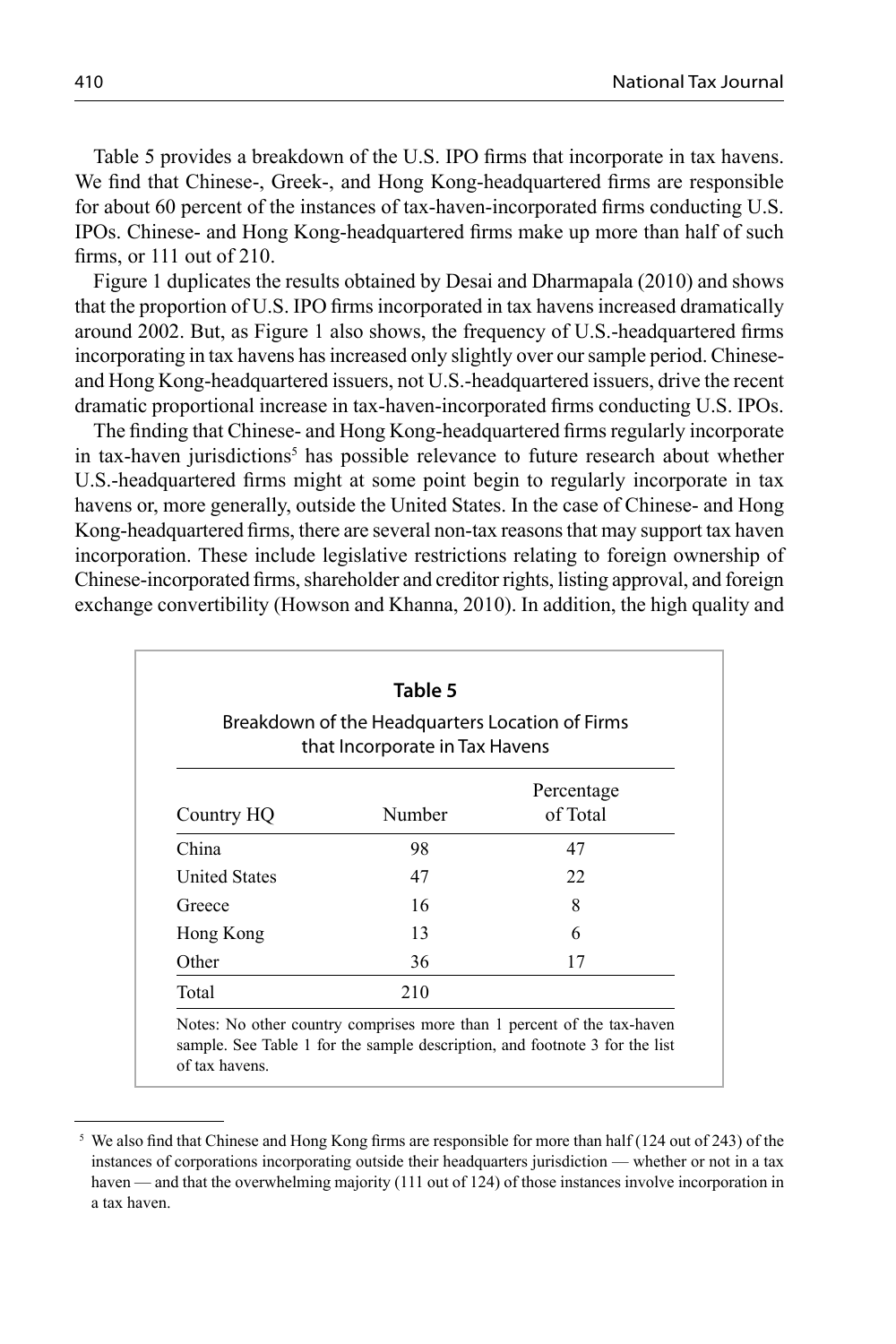Table 5 provides a breakdown of the U.S. IPO firms that incorporate in tax havens. We find that Chinese-, Greek-, and Hong Kong-headquartered firms are responsible for about 60 percent of the instances of tax-haven-incorporated firms conducting U.S. IPOs. Chinese- and Hong Kong-headquartered firms make up more than half of such firms, or 111 out of 210.

Figure 1 duplicates the results obtained by Desai and Dharmapala (2010) and shows that the proportion of U.S. IPO firms incorporated in tax havens increased dramatically around 2002. But, as Figure 1 also shows, the frequency of U.S.-headquartered firms incorporating in tax havens has increased only slightly over our sample period. Chinese- and Hong Kong-headquartered issuers, not U.S.-headquartered issuers, drive the recent dramatic proportional increase in tax-haven-incorporated firms conducting U.S. IPOs.

The finding that Chinese- and Hong Kong-headquartered firms regularly incorporate in tax-haven jurisdictions[5] has possible relevance to future research about whether U.S.-headquartered firms might at some point begin to regularly incorporate in tax havens or, more generally, outside the United States. In the case of Chinese- and Hong Kong-headquartered firms, there are several non-tax reasons that may support tax haven incorporation. These include legislative restrictions relating to foreign ownership of Chinese-incorporated firms, shareholder and creditor rights, listing approval, and foreign exchange convertibility (Howson and Khanna, 2010). In addition, the high quality and

**Table 5**

Breakdown of the Headquarters Location of Firms that Incorporate in Tax Havens

| Country HQ | Number | Percentage of Total |
|---|---|---|
| China | 98 | 47 |
| United States | 47 | 22 |
| Greece | 16 | 8 |
| Hong Kong | 13 | 6 |
| Other | 36 | 17 |
| Total | 210 | |

Notes: No other country comprises more than 1 percent of the tax-haven sample. See Table 1 for the sample description, and footnote 3 for the list of tax havens.

[5] We also find that Chinese and Hong Kong firms are responsible for more than half (124 out of 243) of the instances of corporations incorporating outside their headquarters jurisdiction — whether or not in a tax haven — and that the overwhelming majority (111 out of 124) of those instances involve incorporation in a tax haven.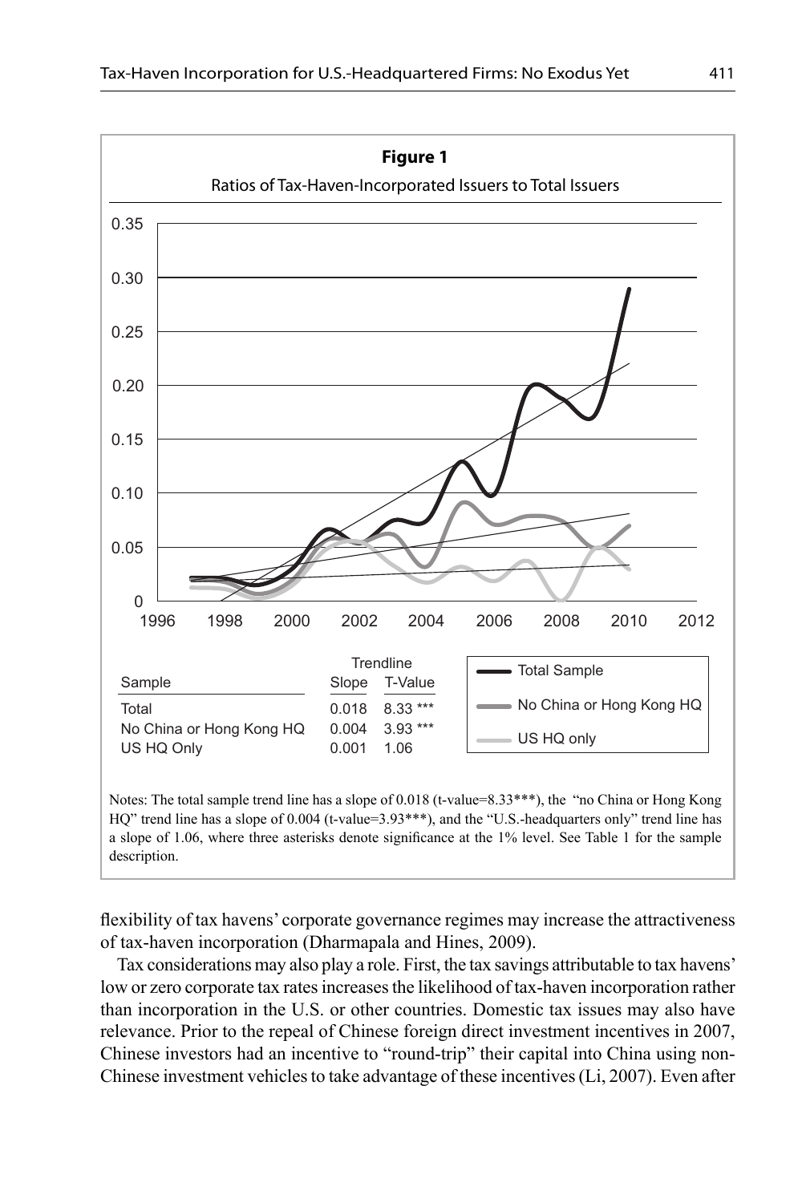**Figure 1**

Ratios of Tax-Haven-Incorporated Issuers to Total Issuers

| Sample | Trendline Slope | Trendline T-Value |
|---|---|---|
| Total | 0.018 | 8.33 *** |
| No China or Hong Kong HQ | 0.004 | 3.93 *** |
| US HQ Only | 0.001 | 1.06 |

Notes: The total sample trend line has a slope of 0.018 (t-value=8.33***), the "no China or Hong Kong HQ" trend line has a slope of 0.004 (t-value=3.93***), and the "U.S.-headquarters only" trend line has a slope of 1.06, where three asterisks denote significance at the 1% level. See Table 1 for the sample description.

flexibility of tax havens' corporate governance regimes may increase the attractiveness of tax-haven incorporation (Dharmapala and Hines, 2009).

Tax considerations may also play a role. First, the tax savings attributable to tax havens' low or zero corporate tax rates increases the likelihood of tax-haven incorporation rather than incorporation in the U.S. or other countries. Domestic tax issues may also have relevance. Prior to the repeal of Chinese foreign direct investment incentives in 2007, Chinese investors had an incentive to "round-trip" their capital into China using non-Chinese investment vehicles to take advantage of these incentives (Li, 2007). Even after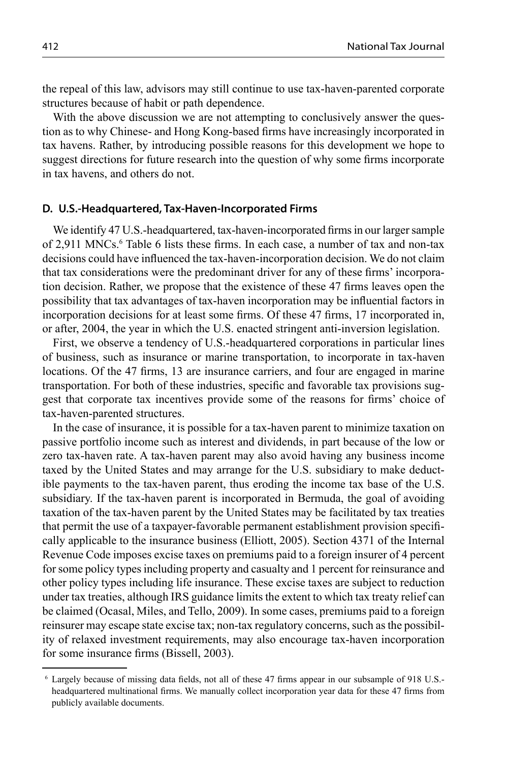the repeal of this law, advisors may still continue to use tax-haven-parented corporate structures because of habit or path dependence.

With the above discussion we are not attempting to conclusively answer the question as to why Chinese- and Hong Kong-based firms have increasingly incorporated in tax havens. Rather, by introducing possible reasons for this development we hope to suggest directions for future research into the question of why some firms incorporate in tax havens, and others do not.

### D. U.S.-Headquartered, Tax-Haven-Incorporated Firms

We identify 47 U.S.-headquartered, tax-haven-incorporated firms in our larger sample of 2,911 MNCs.[6] Table 6 lists these firms. In each case, a number of tax and non-tax decisions could have influenced the tax-haven-incorporation decision. We do not claim that tax considerations were the predominant driver for any of these firms' incorporation decision. Rather, we propose that the existence of these 47 firms leaves open the possibility that tax advantages of tax-haven incorporation may be influential factors in incorporation decisions for at least some firms. Of these 47 firms, 17 incorporated in, or after, 2004, the year in which the U.S. enacted stringent anti-inversion legislation.

First, we observe a tendency of U.S.-headquartered corporations in particular lines of business, such as insurance or marine transportation, to incorporate in tax-haven locations. Of the 47 firms, 13 are insurance carriers, and four are engaged in marine transportation. For both of these industries, specific and favorable tax provisions suggest that corporate tax incentives provide some of the reasons for firms' choice of tax-haven-parented structures.

In the case of insurance, it is possible for a tax-haven parent to minimize taxation on passive portfolio income such as interest and dividends, in part because of the low or zero tax-haven rate. A tax-haven parent may also avoid having any business income taxed by the United States and may arrange for the U.S. subsidiary to make deductible payments to the tax-haven parent, thus eroding the income tax base of the U.S. subsidiary. If the tax-haven parent is incorporated in Bermuda, the goal of avoiding taxation of the tax-haven parent by the United States may be facilitated by tax treaties that permit the use of a taxpayer-favorable permanent establishment provision specifically applicable to the insurance business (Elliott, 2005). Section 4371 of the Internal Revenue Code imposes excise taxes on premiums paid to a foreign insurer of 4 percent for some policy types including property and casualty and 1 percent for reinsurance and other policy types including life insurance. These excise taxes are subject to reduction under tax treaties, although IRS guidance limits the extent to which tax treaty relief can be claimed (Ocasal, Miles, and Tello, 2009). In some cases, premiums paid to a foreign reinsurer may escape state excise tax; non-tax regulatory concerns, such as the possibility of relaxed investment requirements, may also encourage tax-haven incorporation for some insurance firms (Bissell, 2003).

[6] Largely because of missing data fields, not all of these 47 firms appear in our subsample of 918 U.S.-headquartered multinational firms. We manually collect incorporation year data for these 47 firms from publicly available documents.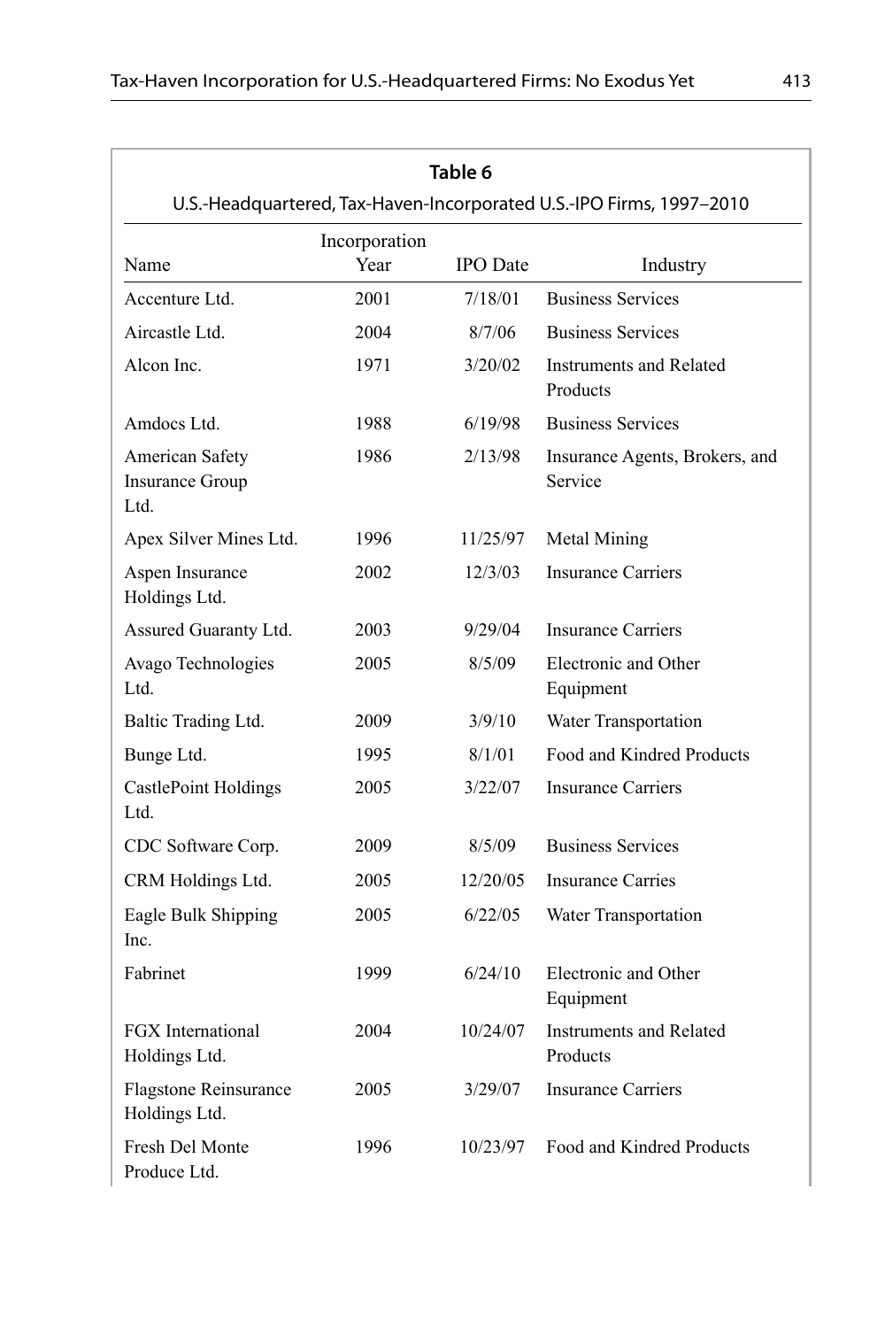**Table 6**

U.S.-Headquartered, Tax-Haven-Incorporated U.S.-IPO Firms, 1997–2010

| Name | Incorporation Year | IPO Date | Industry |
|---|---|---|---|
| Accenture Ltd. | 2001 | 7/18/01 | Business Services |
| Aircastle Ltd. | 2004 | 8/7/06 | Business Services |
| Alcon Inc. | 1971 | 3/20/02 | Instruments and Related Products |
| Amdocs Ltd. | 1988 | 6/19/98 | Business Services |
| American Safety Insurance Group Ltd. | 1986 | 2/13/98 | Insurance Agents, Brokers, and Service |
| Apex Silver Mines Ltd. | 1996 | 11/25/97 | Metal Mining |
| Aspen Insurance Holdings Ltd. | 2002 | 12/3/03 | Insurance Carriers |
| Assured Guaranty Ltd. | 2003 | 9/29/04 | Insurance Carriers |
| Avago Technologies Ltd. | 2005 | 8/5/09 | Electronic and Other Equipment |
| Baltic Trading Ltd. | 2009 | 3/9/10 | Water Transportation |
| Bunge Ltd. | 1995 | 8/1/01 | Food and Kindred Products |
| CastlePoint Holdings Ltd. | 2005 | 3/22/07 | Insurance Carriers |
| CDC Software Corp. | 2009 | 8/5/09 | Business Services |
| CRM Holdings Ltd. | 2005 | 12/20/05 | Insurance Carries |
| Eagle Bulk Shipping Inc. | 2005 | 6/22/05 | Water Transportation |
| Fabrinet | 1999 | 6/24/10 | Electronic and Other Equipment |
| FGX International Holdings Ltd. | 2004 | 10/24/07 | Instruments and Related Products |
| Flagstone Reinsurance Holdings Ltd. | 2005 | 3/29/07 | Insurance Carriers |
| Fresh Del Monte Produce Ltd. | 1996 | 10/23/97 | Food and Kindred Products |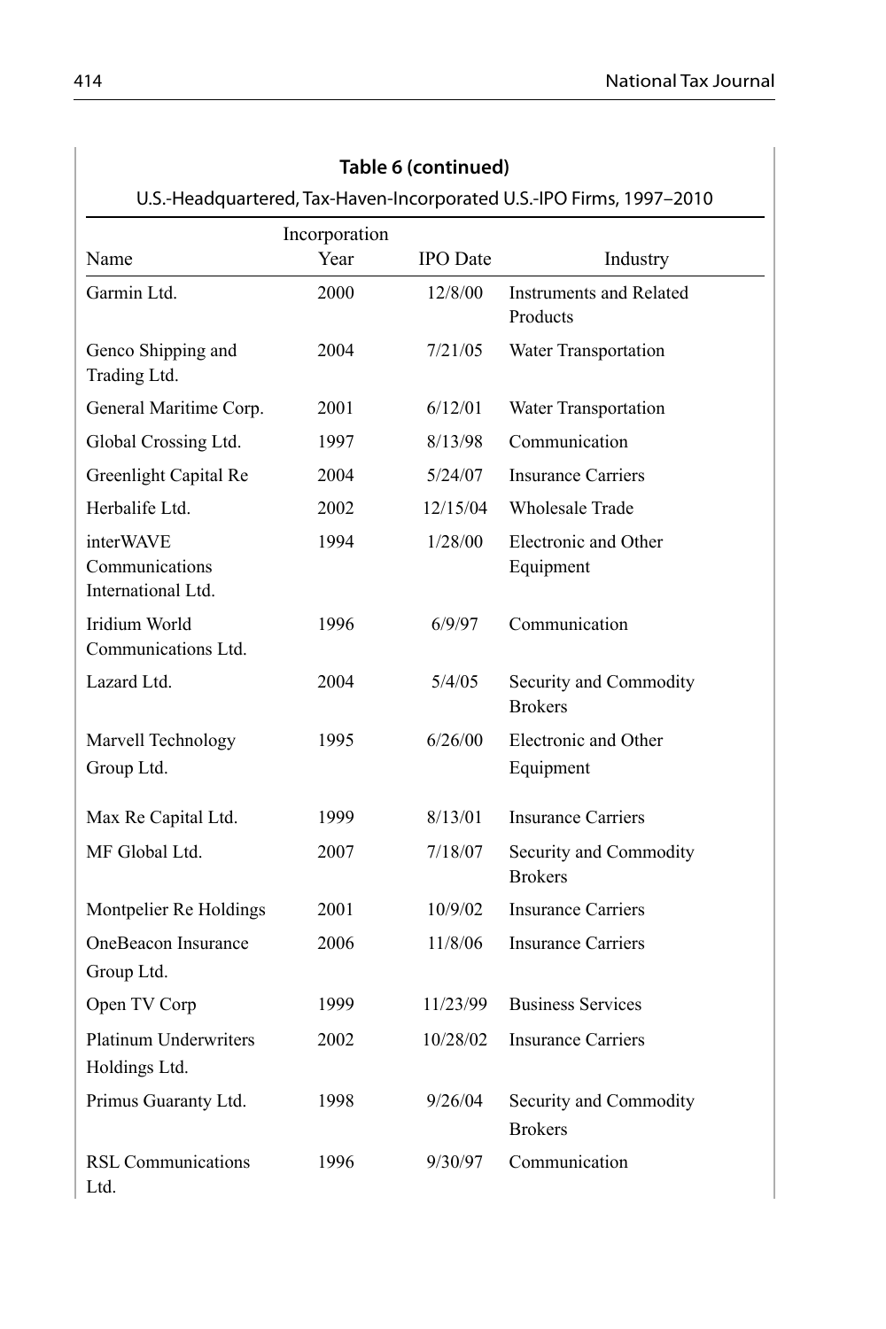**Table 6 (continued)**

U.S.-Headquartered, Tax-Haven-Incorporated U.S.-IPO Firms, 1997–2010

| Name | Incorporation Year | IPO Date | Industry |
|---|---|---|---|
| Garmin Ltd. | 2000 | 12/8/00 | Instruments and Related Products |
| Genco Shipping and Trading Ltd. | 2004 | 7/21/05 | Water Transportation |
| General Maritime Corp. | 2001 | 6/12/01 | Water Transportation |
| Global Crossing Ltd. | 1997 | 8/13/98 | Communication |
| Greenlight Capital Re | 2004 | 5/24/07 | Insurance Carriers |
| Herbalife Ltd. | 2002 | 12/15/04 | Wholesale Trade |
| interWAVE Communications International Ltd. | 1994 | 1/28/00 | Electronic and Other Equipment |
| Iridium World Communications Ltd. | 1996 | 6/9/97 | Communication |
| Lazard Ltd. | 2004 | 5/4/05 | Security and Commodity Brokers |
| Marvell Technology Group Ltd. | 1995 | 6/26/00 | Electronic and Other Equipment |
| Max Re Capital Ltd. | 1999 | 8/13/01 | Insurance Carriers |
| MF Global Ltd. | 2007 | 7/18/07 | Security and Commodity Brokers |
| Montpelier Re Holdings | 2001 | 10/9/02 | Insurance Carriers |
| OneBeacon Insurance Group Ltd. | 2006 | 11/8/06 | Insurance Carriers |
| Open TV Corp | 1999 | 11/23/99 | Business Services |
| Platinum Underwriters Holdings Ltd. | 2002 | 10/28/02 | Insurance Carriers |
| Primus Guaranty Ltd. | 1998 | 9/26/04 | Security and Commodity Brokers |
| RSL Communications Ltd. | 1996 | 9/30/97 | Communication |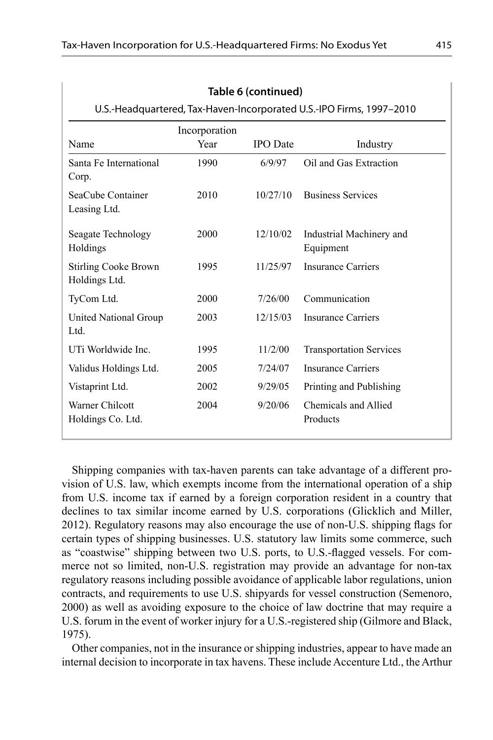**Table 6 (continued)**

U.S.-Headquartered, Tax-Haven-Incorporated U.S.-IPO Firms, 1997–2010

| Name | Incorporation Year | IPO Date | Industry |
|---|---|---|---|
| Santa Fe International Corp. | 1990 | 6/9/97 | Oil and Gas Extraction |
| SeaCube Container Leasing Ltd. | 2010 | 10/27/10 | Business Services |
| Seagate Technology Holdings | 2000 | 12/10/02 | Industrial Machinery and Equipment |
| Stirling Cooke Brown Holdings Ltd. | 1995 | 11/25/97 | Insurance Carriers |
| TyCom Ltd. | 2000 | 7/26/00 | Communication |
| United National Group Ltd. | 2003 | 12/15/03 | Insurance Carriers |
| UTi Worldwide Inc. | 1995 | 11/2/00 | Transportation Services |
| Validus Holdings Ltd. | 2005 | 7/24/07 | Insurance Carriers |
| Vistaprint Ltd. | 2002 | 9/29/05 | Printing and Publishing |
| Warner Chilcott Holdings Co. Ltd. | 2004 | 9/20/06 | Chemicals and Allied Products |

Shipping companies with tax-haven parents can take advantage of a different provision of U.S. law, which exempts income from the international operation of a ship from U.S. income tax if earned by a foreign corporation resident in a country that declines to tax similar income earned by U.S. corporations (Glicklich and Miller, 2012). Regulatory reasons may also encourage the use of non-U.S. shipping flags for certain types of shipping businesses. U.S. statutory law limits some commerce, such as "coastwise" shipping between two U.S. ports, to U.S.-flagged vessels. For commerce not so limited, non-U.S. registration may provide an advantage for non-tax regulatory reasons including possible avoidance of applicable labor regulations, union contracts, and requirements to use U.S. shipyards for vessel construction (Semenoro, 2000) as well as avoiding exposure to the choice of law doctrine that may require a U.S. forum in the event of worker injury for a U.S.-registered ship (Gilmore and Black, 1975).

Other companies, not in the insurance or shipping industries, appear to have made an internal decision to incorporate in tax havens. These include Accenture Ltd., the Arthur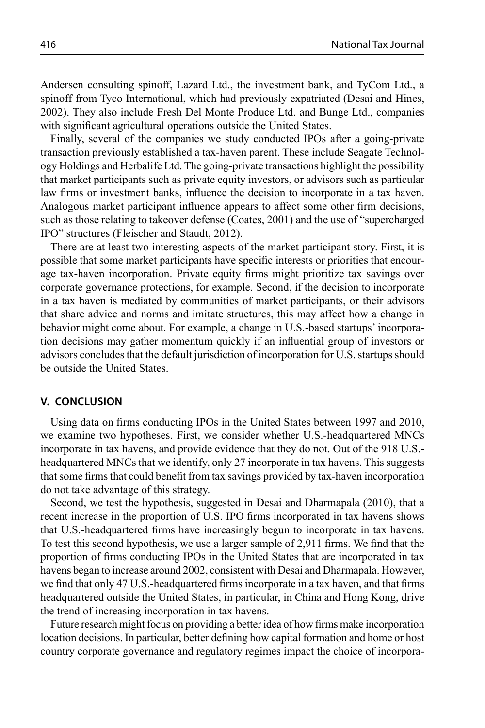Andersen consulting spinoff, Lazard Ltd., the investment bank, and TyCom Ltd., a spinoff from Tyco International, which had previously expatriated (Desai and Hines, 2002). They also include Fresh Del Monte Produce Ltd. and Bunge Ltd., companies with significant agricultural operations outside the United States.

Finally, several of the companies we study conducted IPOs after a going-private transaction previously established a tax-haven parent. These include Seagate Technology Holdings and Herbalife Ltd. The going-private transactions highlight the possibility that market participants such as private equity investors, or advisors such as particular law firms or investment banks, influence the decision to incorporate in a tax haven. Analogous market participant influence appears to affect some other firm decisions, such as those relating to takeover defense (Coates, 2001) and the use of "supercharged IPO" structures (Fleischer and Staudt, 2012).

There are at least two interesting aspects of the market participant story. First, it is possible that some market participants have specific interests or priorities that encourage tax-haven incorporation. Private equity firms might prioritize tax savings over corporate governance protections, for example. Second, if the decision to incorporate in a tax haven is mediated by communities of market participants, or their advisors that share advice and norms and imitate structures, this may affect how a change in behavior might come about. For example, a change in U.S.-based startups' incorporation decisions may gather momentum quickly if an influential group of investors or advisors concludes that the default jurisdiction of incorporation for U.S. startups should be outside the United States.

## V. CONCLUSION

Using data on firms conducting IPOs in the United States between 1997 and 2010, we examine two hypotheses. First, we consider whether U.S.-headquartered MNCs incorporate in tax havens, and provide evidence that they do not. Out of the 918 U.S.-headquartered MNCs that we identify, only 27 incorporate in tax havens. This suggests that some firms that could benefit from tax savings provided by tax-haven incorporation do not take advantage of this strategy.

Second, we test the hypothesis, suggested in Desai and Dharmapala (2010), that a recent increase in the proportion of U.S. IPO firms incorporated in tax havens shows that U.S.-headquartered firms have increasingly begun to incorporate in tax havens. To test this second hypothesis, we use a larger sample of 2,911 firms. We find that the proportion of firms conducting IPOs in the United States that are incorporated in tax havens began to increase around 2002, consistent with Desai and Dharmapala. However, we find that only 47 U.S.-headquartered firms incorporate in a tax haven, and that firms headquartered outside the United States, in particular, in China and Hong Kong, drive the trend of increasing incorporation in tax havens.

Future research might focus on providing a better idea of how firms make incorporation location decisions. In particular, better defining how capital formation and home or host country corporate governance and regulatory regimes impact the choice of incorpora-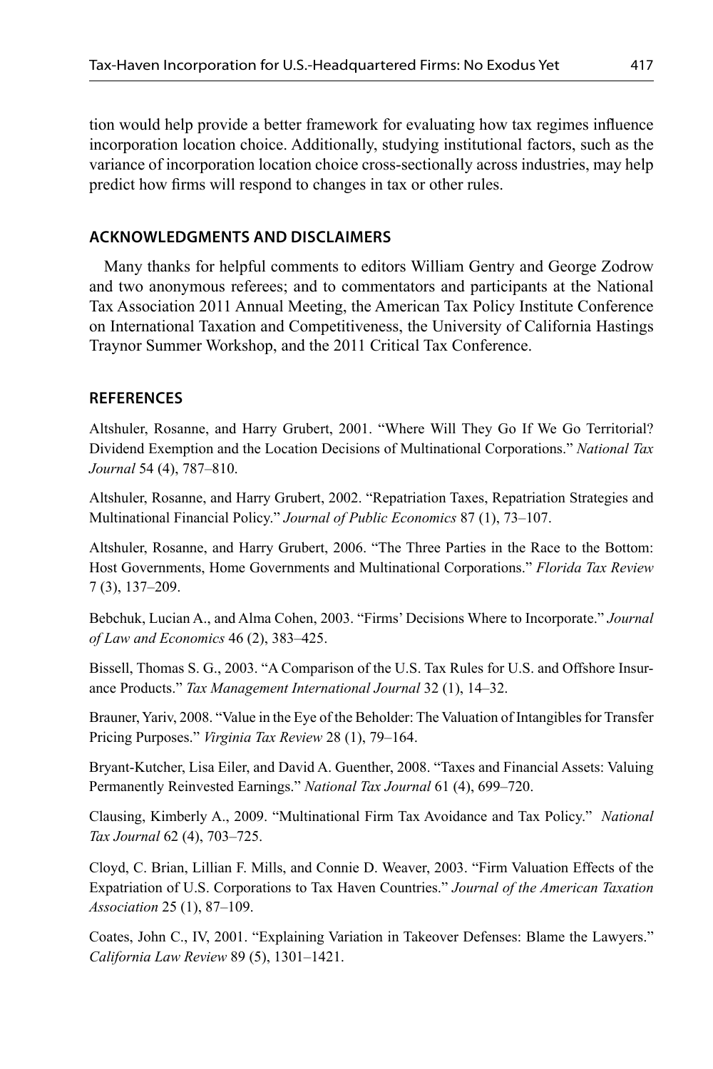tion would help provide a better framework for evaluating how tax regimes influence incorporation location choice. Additionally, studying institutional factors, such as the variance of incorporation location choice cross-sectionally across industries, may help predict how firms will respond to changes in tax or other rules.

## ACKNOWLEDGMENTS AND DISCLAIMERS

Many thanks for helpful comments to editors William Gentry and George Zodrow and two anonymous referees; and to commentators and participants at the National Tax Association 2011 Annual Meeting, the American Tax Policy Institute Conference on International Taxation and Competitiveness, the University of California Hastings Traynor Summer Workshop, and the 2011 Critical Tax Conference.

## REFERENCES

Altshuler, Rosanne, and Harry Grubert, 2001. "Where Will They Go If We Go Territorial? Dividend Exemption and the Location Decisions of Multinational Corporations." *National Tax Journal* 54 (4), 787–810.

Altshuler, Rosanne, and Harry Grubert, 2002. "Repatriation Taxes, Repatriation Strategies and Multinational Financial Policy." *Journal of Public Economics* 87 (1), 73–107.

Altshuler, Rosanne, and Harry Grubert, 2006. "The Three Parties in the Race to the Bottom: Host Governments, Home Governments and Multinational Corporations." *Florida Tax Review* 7 (3), 137–209.

Bebchuk, Lucian A., and Alma Cohen, 2003. "Firms' Decisions Where to Incorporate." *Journal of Law and Economics* 46 (2), 383–425.

Bissell, Thomas S. G., 2003. "A Comparison of the U.S. Tax Rules for U.S. and Offshore Insurance Products." *Tax Management International Journal* 32 (1), 14–32.

Brauner, Yariv, 2008. "Value in the Eye of the Beholder: The Valuation of Intangibles for Transfer Pricing Purposes." *Virginia Tax Review* 28 (1), 79–164.

Bryant-Kutcher, Lisa Eiler, and David A. Guenther, 2008. "Taxes and Financial Assets: Valuing Permanently Reinvested Earnings." *National Tax Journal* 61 (4), 699–720.

Clausing, Kimberly A., 2009. "Multinational Firm Tax Avoidance and Tax Policy." *National Tax Journal* 62 (4), 703–725.

Cloyd, C. Brian, Lillian F. Mills, and Connie D. Weaver, 2003. "Firm Valuation Effects of the Expatriation of U.S. Corporations to Tax Haven Countries." *Journal of the American Taxation Association* 25 (1), 87–109.

Coates, John C., IV, 2001. "Explaining Variation in Takeover Defenses: Blame the Lawyers." *California Law Review* 89 (5), 1301–1421.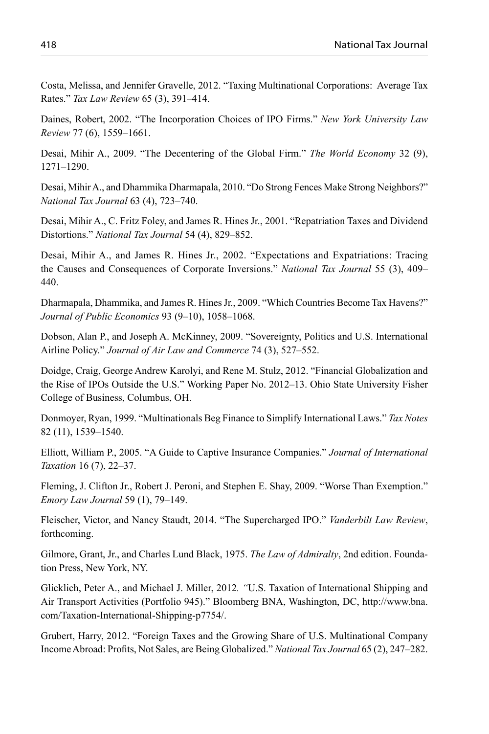Costa, Melissa, and Jennifer Gravelle, 2012. "Taxing Multinational Corporations: Average Tax Rates." *Tax Law Review* 65 (3), 391–414.

Daines, Robert, 2002. "The Incorporation Choices of IPO Firms." *New York University Law Review* 77 (6), 1559–1661.

Desai, Mihir A., 2009. "The Decentering of the Global Firm." *The World Economy* 32 (9), 1271–1290.

Desai, Mihir A., and Dhammika Dharmapala, 2010. "Do Strong Fences Make Strong Neighbors?" *National Tax Journal* 63 (4), 723–740.

Desai, Mihir A., C. Fritz Foley, and James R. Hines Jr., 2001. "Repatriation Taxes and Dividend Distortions." *National Tax Journal* 54 (4), 829–852.

Desai, Mihir A., and James R. Hines Jr., 2002. "Expectations and Expatriations: Tracing the Causes and Consequences of Corporate Inversions." *National Tax Journal* 55 (3), 409–440.

Dharmapala, Dhammika, and James R. Hines Jr., 2009. "Which Countries Become Tax Havens?" *Journal of Public Economics* 93 (9–10), 1058–1068.

Dobson, Alan P., and Joseph A. McKinney, 2009. "Sovereignty, Politics and U.S. International Airline Policy." *Journal of Air Law and Commerce* 74 (3), 527–552.

Doidge, Craig, George Andrew Karolyi, and Rene M. Stulz, 2012. "Financial Globalization and the Rise of IPOs Outside the U.S." Working Paper No. 2012–13. Ohio State University Fisher College of Business, Columbus, OH.

Donmoyer, Ryan, 1999. "Multinationals Beg Finance to Simplify International Laws." *Tax Notes* 82 (11), 1539–1540.

Elliott, William P., 2005. "A Guide to Captive Insurance Companies." *Journal of International Taxation* 16 (7), 22–37.

Fleming, J. Clifton Jr., Robert J. Peroni, and Stephen E. Shay, 2009. "Worse Than Exemption." *Emory Law Journal* 59 (1), 79–149.

Fleischer, Victor, and Nancy Staudt, 2014. "The Supercharged IPO." *Vanderbilt Law Review*, forthcoming.

Gilmore, Grant, Jr., and Charles Lund Black, 1975. *The Law of Admiralty*, 2nd edition. Foundation Press, New York, NY.

Glicklich, Peter A., and Michael J. Miller, 2012*. "*U.S. Taxation of International Shipping and Air Transport Activities (Portfolio 945)." Bloomberg BNA, Washington, DC, http://www.bna.com/Taxation-International-Shipping-p7754/.

Grubert, Harry, 2012. "Foreign Taxes and the Growing Share of U.S. Multinational Company Income Abroad: Profits, Not Sales, are Being Globalized." *National Tax Journal* 65 (2), 247–282.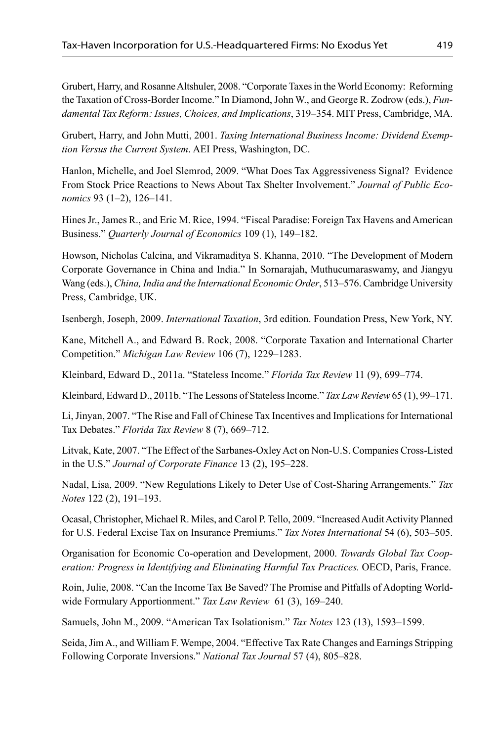Grubert, Harry, and Rosanne Altshuler, 2008. "Corporate Taxes in the World Economy: Reforming the Taxation of Cross-Border Income." In Diamond, John W., and George R. Zodrow (eds.), *Fundamental Tax Reform: Issues, Choices, and Implications*, 319–354. MIT Press, Cambridge, MA.

Grubert, Harry, and John Mutti, 2001. *Taxing International Business Income: Dividend Exemption Versus the Current System*. AEI Press, Washington, DC.

Hanlon, Michelle, and Joel Slemrod, 2009. "What Does Tax Aggressiveness Signal? Evidence From Stock Price Reactions to News About Tax Shelter Involvement." *Journal of Public Economics* 93 (1–2), 126–141.

Hines Jr., James R., and Eric M. Rice, 1994. "Fiscal Paradise: Foreign Tax Havens and American Business." *Quarterly Journal of Economics* 109 (1), 149–182.

Howson, Nicholas Calcina, and Vikramaditya S. Khanna, 2010. "The Development of Modern Corporate Governance in China and India." In Sornarajah, Muthucumaraswamy, and Jiangyu Wang (eds.), *China, India and the International Economic Order*, 513–576. Cambridge University Press, Cambridge, UK.

Isenbergh, Joseph, 2009. *International Taxation*, 3rd edition. Foundation Press, New York, NY.

Kane, Mitchell A., and Edward B. Rock, 2008. "Corporate Taxation and International Charter Competition." *Michigan Law Review* 106 (7), 1229–1283.

Kleinbard, Edward D., 2011a. "Stateless Income." *Florida Tax Review* 11 (9), 699–774.

Kleinbard, Edward D., 2011b. "The Lessons of Stateless Income." *Tax Law Review* 65 (1), 99–171.

Li, Jinyan, 2007. "The Rise and Fall of Chinese Tax Incentives and Implications for International Tax Debates." *Florida Tax Review* 8 (7), 669–712.

Litvak, Kate, 2007. "The Effect of the Sarbanes-Oxley Act on Non-U.S. Companies Cross-Listed in the U.S." *Journal of Corporate Finance* 13 (2), 195–228.

Nadal, Lisa, 2009. "New Regulations Likely to Deter Use of Cost-Sharing Arrangements." *Tax Notes* 122 (2), 191–193.

Ocasal, Christopher, Michael R. Miles, and Carol P. Tello, 2009. "Increased Audit Activity Planned for U.S. Federal Excise Tax on Insurance Premiums." *Tax Notes International* 54 (6), 503–505.

Organisation for Economic Co-operation and Development, 2000. *Towards Global Tax Cooperation: Progress in Identifying and Eliminating Harmful Tax Practices.* OECD, Paris, France.

Roin, Julie, 2008. "Can the Income Tax Be Saved? The Promise and Pitfalls of Adopting Worldwide Formulary Apportionment." *Tax Law Review* 61 (3), 169–240.

Samuels, John M., 2009. "American Tax Isolationism." *Tax Notes* 123 (13), 1593–1599.

Seida, Jim A., and William F. Wempe, 2004. "Effective Tax Rate Changes and Earnings Stripping Following Corporate Inversions." *National Tax Journal* 57 (4), 805–828.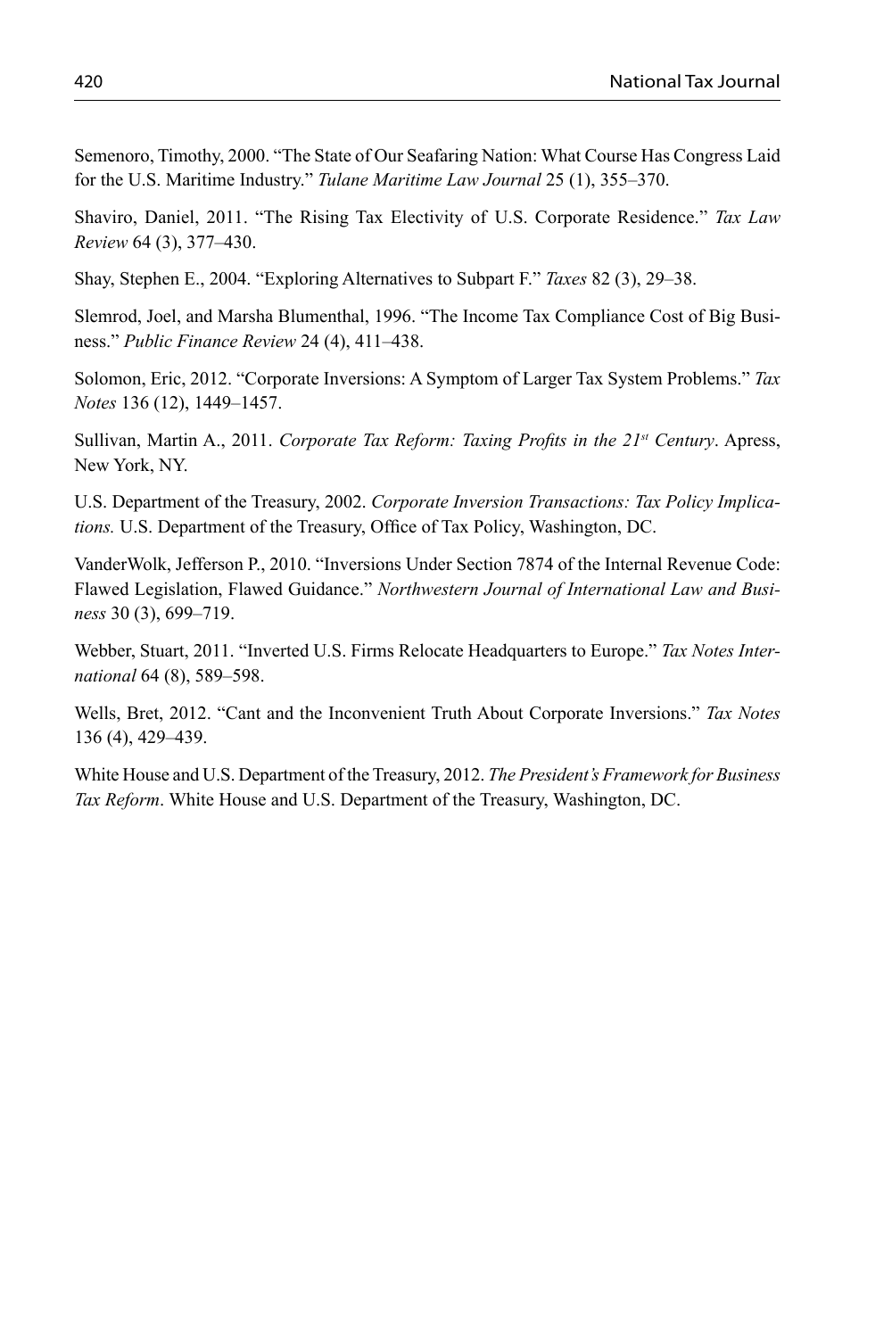Semenoro, Timothy, 2000. "The State of Our Seafaring Nation: What Course Has Congress Laid for the U.S. Maritime Industry." *Tulane Maritime Law Journal* 25 (1), 355–370.

Shaviro, Daniel, 2011. "The Rising Tax Electivity of U.S. Corporate Residence." *Tax Law Review* 64 (3), 377–430.

Shay, Stephen E., 2004. "Exploring Alternatives to Subpart F." *Taxes* 82 (3), 29–38.

Slemrod, Joel, and Marsha Blumenthal, 1996. "The Income Tax Compliance Cost of Big Business." *Public Finance Review* 24 (4), 411–438.

Solomon, Eric, 2012. "Corporate Inversions: A Symptom of Larger Tax System Problems." *Tax Notes* 136 (12), 1449–1457.

Sullivan, Martin A., 2011. *Corporate Tax Reform: Taxing Profits in the 21st Century*. Apress, New York, NY.

U.S. Department of the Treasury, 2002. *Corporate Inversion Transactions: Tax Policy Implications.* U.S. Department of the Treasury, Office of Tax Policy, Washington, DC.

VanderWolk, Jefferson P., 2010. "Inversions Under Section 7874 of the Internal Revenue Code: Flawed Legislation, Flawed Guidance." *Northwestern Journal of International Law and Business* 30 (3), 699–719.

Webber, Stuart, 2011. "Inverted U.S. Firms Relocate Headquarters to Europe." *Tax Notes International* 64 (8), 589–598.

Wells, Bret, 2012. "Cant and the Inconvenient Truth About Corporate Inversions." *Tax Notes* 136 (4), 429–439.

White House and U.S. Department of the Treasury, 2012. *The President's Framework for Business Tax Reform*. White House and U.S. Department of the Treasury, Washington, DC.